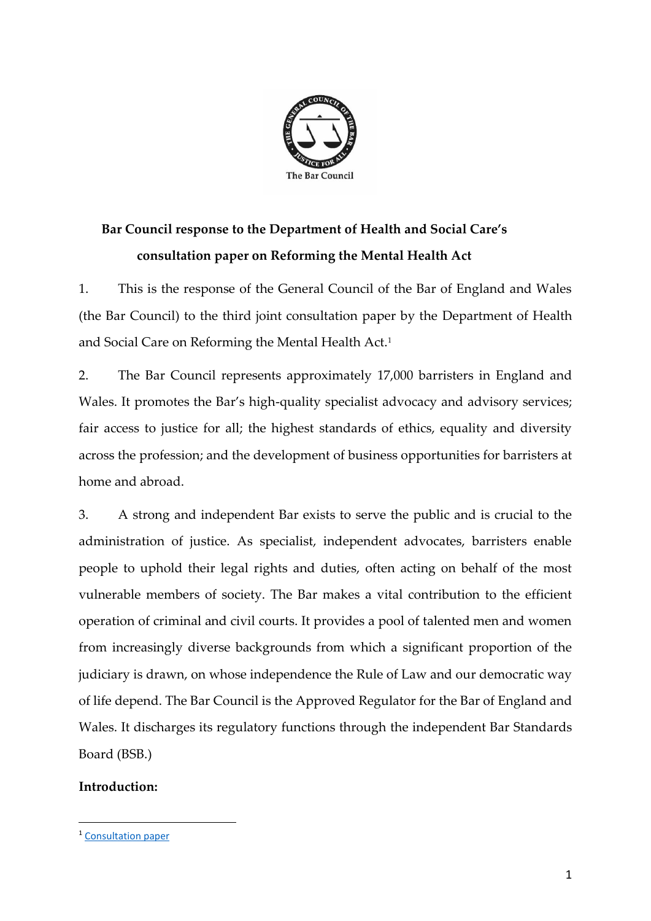**Bar Council response to the Department of Health and Social Care's consultation paper on Reforming the Mental Health Act**

1. This is the response of the General Council of the Bar of England and Wales (the Bar Council) to the third joint consultation paper by the Department of Health and Social Care on Reforming the Mental Health Act.[1]

2. The Bar Council represents approximately 17,000 barristers in England and Wales. It promotes the Bar's high-quality specialist advocacy and advisory services; fair access to justice for all; the highest standards of ethics, equality and diversity across the profession; and the development of business opportunities for barristers at home and abroad.

3. A strong and independent Bar exists to serve the public and is crucial to the administration of justice. As specialist, independent advocates, barristers enable people to uphold their legal rights and duties, often acting on behalf of the most vulnerable members of society. The Bar makes a vital contribution to the efficient operation of criminal and civil courts. It provides a pool of talented men and women from increasingly diverse backgrounds from which a significant proportion of the judiciary is drawn, on whose independence the Rule of Law and our democratic way of life depend. The Bar Council is the Approved Regulator for the Bar of England and Wales. It discharges its regulatory functions through the independent Bar Standards Board (BSB.)

**Introduction:**

[1] Consultation paper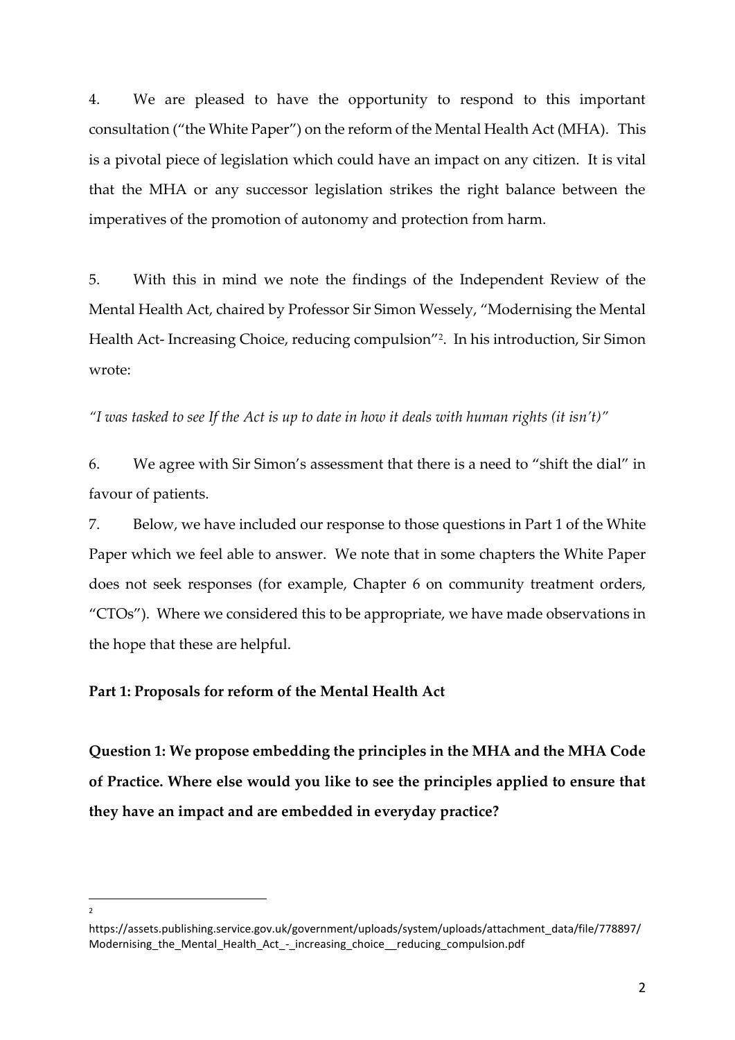4. We are pleased to have the opportunity to respond to this important consultation ("the White Paper") on the reform of the Mental Health Act (MHA). This is a pivotal piece of legislation which could have an impact on any citizen. It is vital that the MHA or any successor legislation strikes the right balance between the imperatives of the promotion of autonomy and protection from harm.

5. With this in mind we note the findings of the Independent Review of the Mental Health Act, chaired by Professor Sir Simon Wessely, "Modernising the Mental Health Act- Increasing Choice, reducing compulsion"[2]. In his introduction, Sir Simon wrote:

*"I was tasked to see If the Act is up to date in how it deals with human rights (it isn't)"*

6. We agree with Sir Simon's assessment that there is a need to "shift the dial" in favour of patients.

7. Below, we have included our response to those questions in Part 1 of the White Paper which we feel able to answer. We note that in some chapters the White Paper does not seek responses (for example, Chapter 6 on community treatment orders, "CTOs"). Where we considered this to be appropriate, we have made observations in the hope that these are helpful.

**Part 1: Proposals for reform of the Mental Health Act**

**Question 1: We propose embedding the principles in the MHA and the MHA Code of Practice. Where else would you like to see the principles applied to ensure that they have an impact and are embedded in everyday practice?**

---

[2] https://assets.publishing.service.gov.uk/government/uploads/system/uploads/attachment_data/file/778897/Modernising_the_Mental_Health_Act_-_increasing_choice__reducing_compulsion.pdf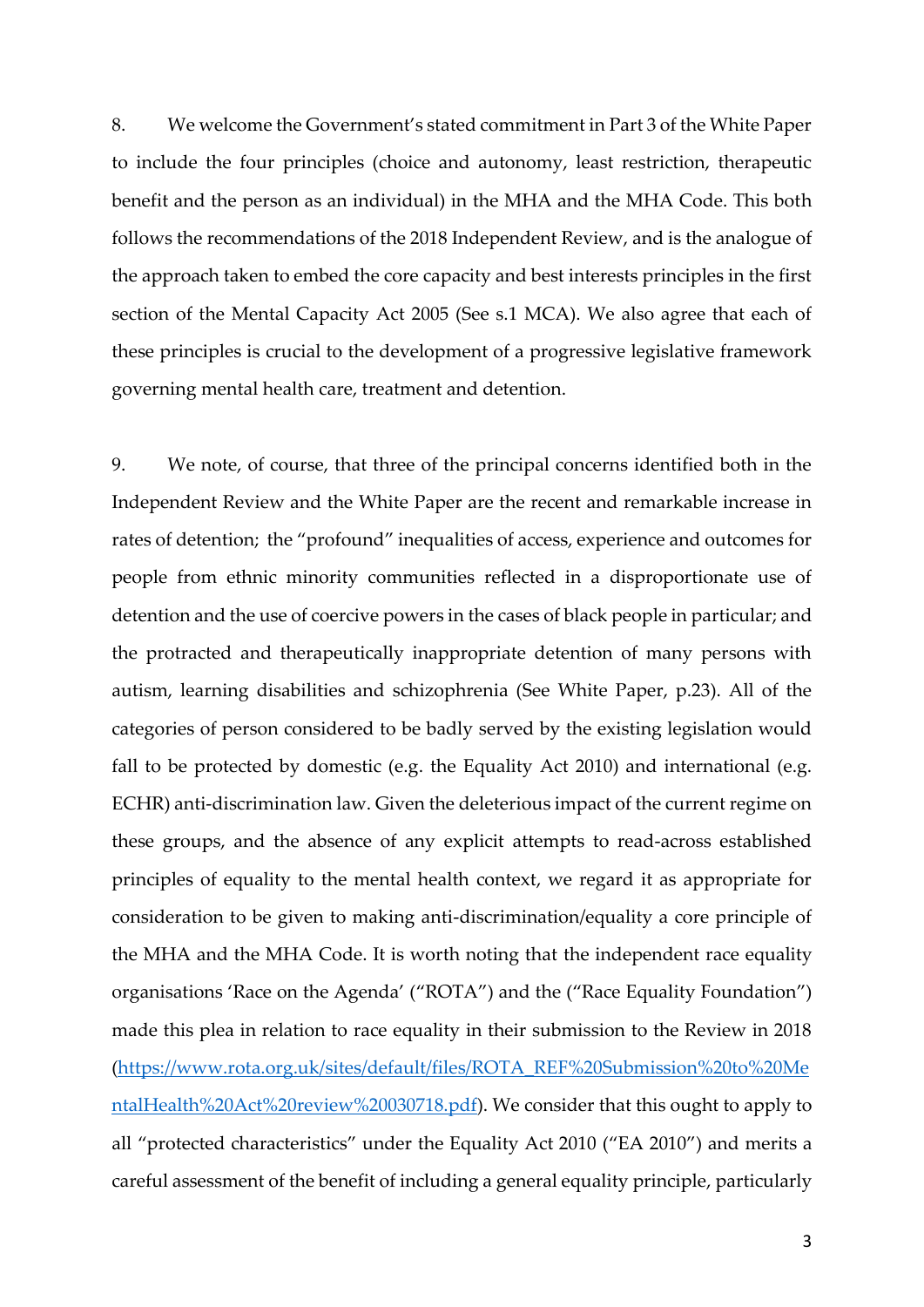8. We welcome the Government's stated commitment in Part 3 of the White Paper to include the four principles (choice and autonomy, least restriction, therapeutic benefit and the person as an individual) in the MHA and the MHA Code. This both follows the recommendations of the 2018 Independent Review, and is the analogue of the approach taken to embed the core capacity and best interests principles in the first section of the Mental Capacity Act 2005 (See s.1 MCA). We also agree that each of these principles is crucial to the development of a progressive legislative framework governing mental health care, treatment and detention.

9. We note, of course, that three of the principal concerns identified both in the Independent Review and the White Paper are the recent and remarkable increase in rates of detention; the "profound" inequalities of access, experience and outcomes for people from ethnic minority communities reflected in a disproportionate use of detention and the use of coercive powers in the cases of black people in particular; and the protracted and therapeutically inappropriate detention of many persons with autism, learning disabilities and schizophrenia (See White Paper, p.23). All of the categories of person considered to be badly served by the existing legislation would fall to be protected by domestic (e.g. the Equality Act 2010) and international (e.g. ECHR) anti-discrimination law. Given the deleterious impact of the current regime on these groups, and the absence of any explicit attempts to read-across established principles of equality to the mental health context, we regard it as appropriate for consideration to be given to making anti-discrimination/equality a core principle of the MHA and the MHA Code. It is worth noting that the independent race equality organisations 'Race on the Agenda' ("ROTA") and the ("Race Equality Foundation") made this plea in relation to race equality in their submission to the Review in 2018 ([https://www.rota.org.uk/sites/default/files/ROTA_REF%20Submission%20to%20MentalHealth%20Act%20review%20030718.pdf](https://www.rota.org.uk/sites/default/files/ROTA_REF%20Submission%20to%20MentalHealth%20Act%20review%20030718.pdf)). We consider that this ought to apply to all "protected characteristics" under the Equality Act 2010 ("EA 2010") and merits a careful assessment of the benefit of including a general equality principle, particularly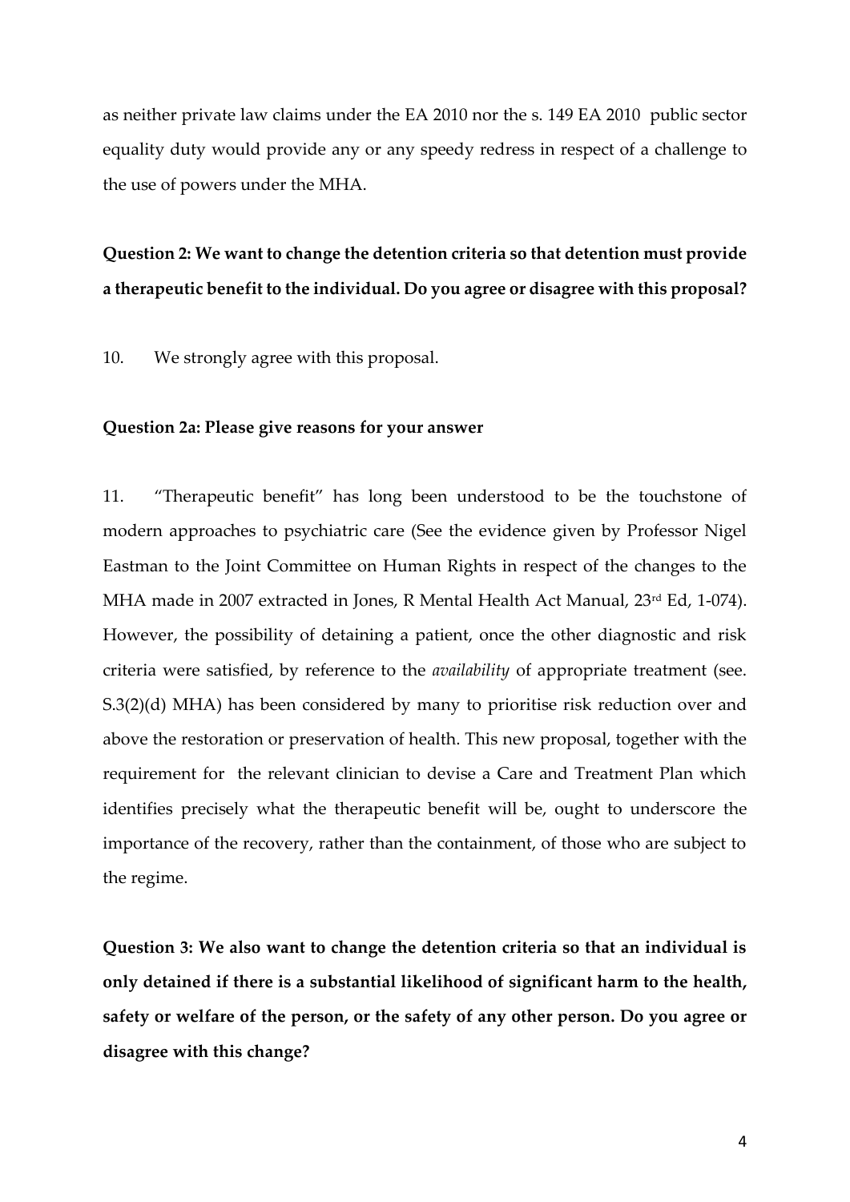as neither private law claims under the EA 2010 nor the s. 149 EA 2010 public sector equality duty would provide any or any speedy redress in respect of a challenge to the use of powers under the MHA.

**Question 2: We want to change the detention criteria so that detention must provide a therapeutic benefit to the individual. Do you agree or disagree with this proposal?**

10. We strongly agree with this proposal.

**Question 2a: Please give reasons for your answer**

11. "Therapeutic benefit" has long been understood to be the touchstone of modern approaches to psychiatric care (See the evidence given by Professor Nigel Eastman to the Joint Committee on Human Rights in respect of the changes to the MHA made in 2007 extracted in Jones, R Mental Health Act Manual, 23rd Ed, 1-074). However, the possibility of detaining a patient, once the other diagnostic and risk criteria were satisfied, by reference to the *availability* of appropriate treatment (see. S.3(2)(d) MHA) has been considered by many to prioritise risk reduction over and above the restoration or preservation of health. This new proposal, together with the requirement for the relevant clinician to devise a Care and Treatment Plan which identifies precisely what the therapeutic benefit will be, ought to underscore the importance of the recovery, rather than the containment, of those who are subject to the regime.

**Question 3: We also want to change the detention criteria so that an individual is only detained if there is a substantial likelihood of significant harm to the health, safety or welfare of the person, or the safety of any other person. Do you agree or disagree with this change?**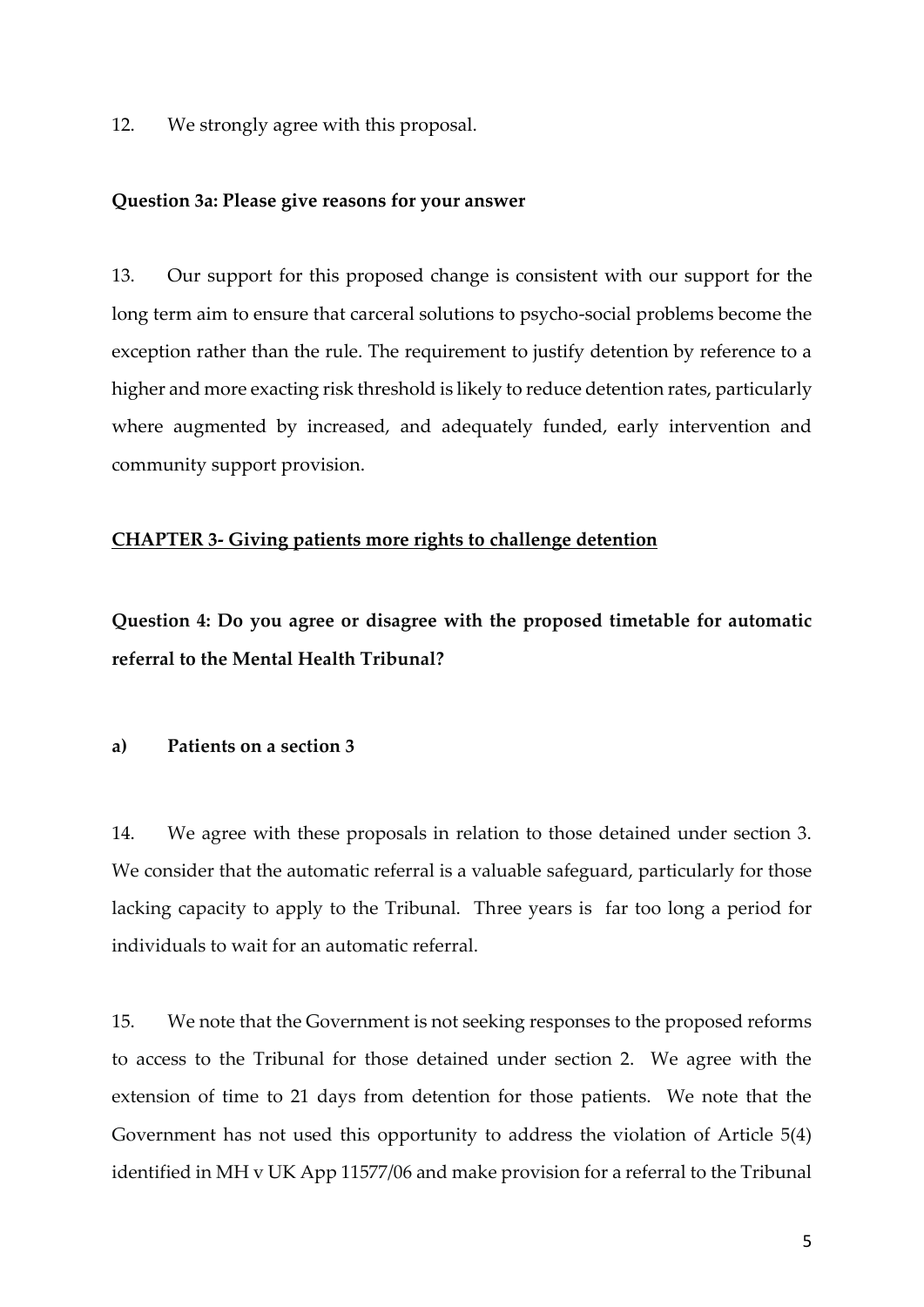12. We strongly agree with this proposal.

**Question 3a: Please give reasons for your answer**

13. Our support for this proposed change is consistent with our support for the long term aim to ensure that carceral solutions to psycho-social problems become the exception rather than the rule. The requirement to justify detention by reference to a higher and more exacting risk threshold is likely to reduce detention rates, particularly where augmented by increased, and adequately funded, early intervention and community support provision.

## CHAPTER 3- Giving patients more rights to challenge detention

**Question 4: Do you agree or disagree with the proposed timetable for automatic referral to the Mental Health Tribunal?**

**a) Patients on a section 3**

14. We agree with these proposals in relation to those detained under section 3. We consider that the automatic referral is a valuable safeguard, particularly for those lacking capacity to apply to the Tribunal. Three years is far too long a period for individuals to wait for an automatic referral.

15. We note that the Government is not seeking responses to the proposed reforms to access to the Tribunal for those detained under section 2. We agree with the extension of time to 21 days from detention for those patients. We note that the Government has not used this opportunity to address the violation of Article 5(4) identified in MH v UK App 11577/06 and make provision for a referral to the Tribunal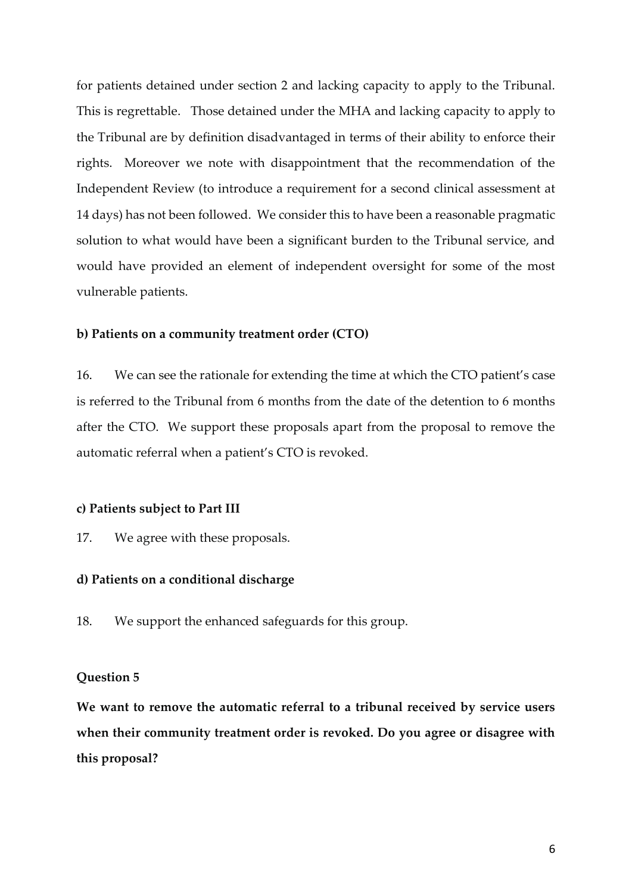for patients detained under section 2 and lacking capacity to apply to the Tribunal. This is regrettable. Those detained under the MHA and lacking capacity to apply to the Tribunal are by definition disadvantaged in terms of their ability to enforce their rights. Moreover we note with disappointment that the recommendation of the Independent Review (to introduce a requirement for a second clinical assessment at 14 days) has not been followed. We consider this to have been a reasonable pragmatic solution to what would have been a significant burden to the Tribunal service, and would have provided an element of independent oversight for some of the most vulnerable patients.

**b) Patients on a community treatment order (CTO)**

16. We can see the rationale for extending the time at which the CTO patient's case is referred to the Tribunal from 6 months from the date of the detention to 6 months after the CTO. We support these proposals apart from the proposal to remove the automatic referral when a patient's CTO is revoked.

**c) Patients subject to Part III**

17. We agree with these proposals.

**d) Patients on a conditional discharge**

18. We support the enhanced safeguards for this group.

**Question 5**

**We want to remove the automatic referral to a tribunal received by service users when their community treatment order is revoked. Do you agree or disagree with this proposal?**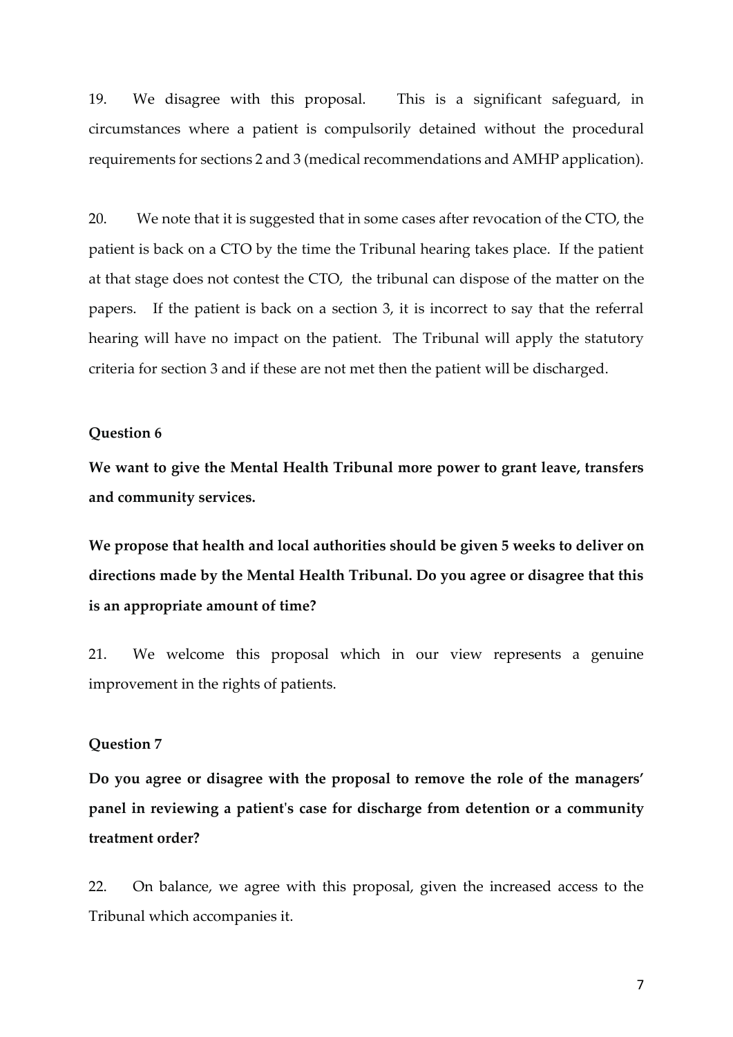19. We disagree with this proposal. This is a significant safeguard, in circumstances where a patient is compulsorily detained without the procedural requirements for sections 2 and 3 (medical recommendations and AMHP application).

20. We note that it is suggested that in some cases after revocation of the CTO, the patient is back on a CTO by the time the Tribunal hearing takes place. If the patient at that stage does not contest the CTO, the tribunal can dispose of the matter on the papers. If the patient is back on a section 3, it is incorrect to say that the referral hearing will have no impact on the patient. The Tribunal will apply the statutory criteria for section 3 and if these are not met then the patient will be discharged.

**Question 6**

**We want to give the Mental Health Tribunal more power to grant leave, transfers and community services.**

**We propose that health and local authorities should be given 5 weeks to deliver on directions made by the Mental Health Tribunal. Do you agree or disagree that this is an appropriate amount of time?**

21. We welcome this proposal which in our view represents a genuine improvement in the rights of patients.

**Question 7**

**Do you agree or disagree with the proposal to remove the role of the managers' panel in reviewing a patient's case for discharge from detention or a community treatment order?**

22. On balance, we agree with this proposal, given the increased access to the Tribunal which accompanies it.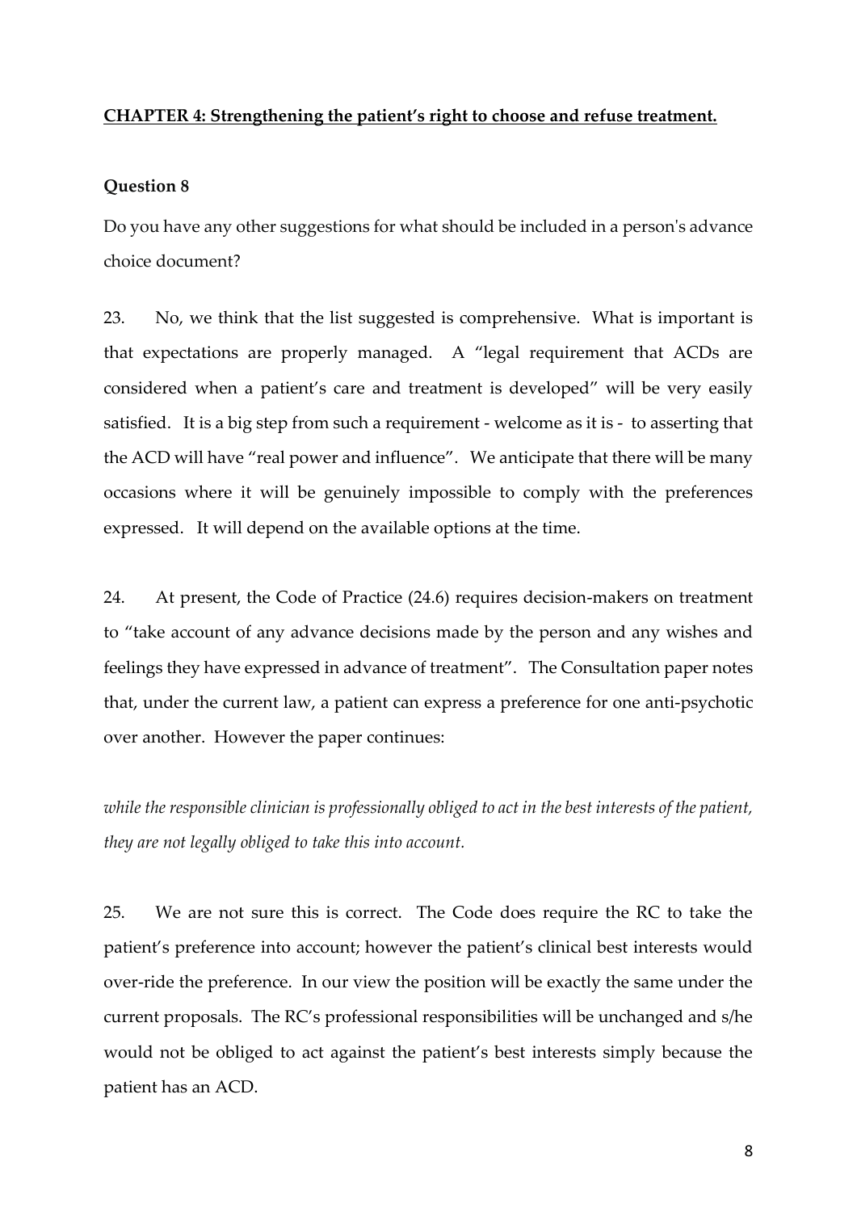## CHAPTER 4: Strengthening the patient's right to choose and refuse treatment.

### Question 8

Do you have any other suggestions for what should be included in a person's advance choice document?

23. No, we think that the list suggested is comprehensive. What is important is that expectations are properly managed. A "legal requirement that ACDs are considered when a patient's care and treatment is developed" will be very easily satisfied. It is a big step from such a requirement - welcome as it is - to asserting that the ACD will have "real power and influence". We anticipate that there will be many occasions where it will be genuinely impossible to comply with the preferences expressed. It will depend on the available options at the time.

24. At present, the Code of Practice (24.6) requires decision-makers on treatment to "take account of any advance decisions made by the person and any wishes and feelings they have expressed in advance of treatment". The Consultation paper notes that, under the current law, a patient can express a preference for one anti-psychotic over another. However the paper continues:

*while the responsible clinician is professionally obliged to act in the best interests of the patient, they are not legally obliged to take this into account.*

25. We are not sure this is correct. The Code does require the RC to take the patient's preference into account; however the patient's clinical best interests would over-ride the preference. In our view the position will be exactly the same under the current proposals. The RC's professional responsibilities will be unchanged and s/he would not be obliged to act against the patient's best interests simply because the patient has an ACD.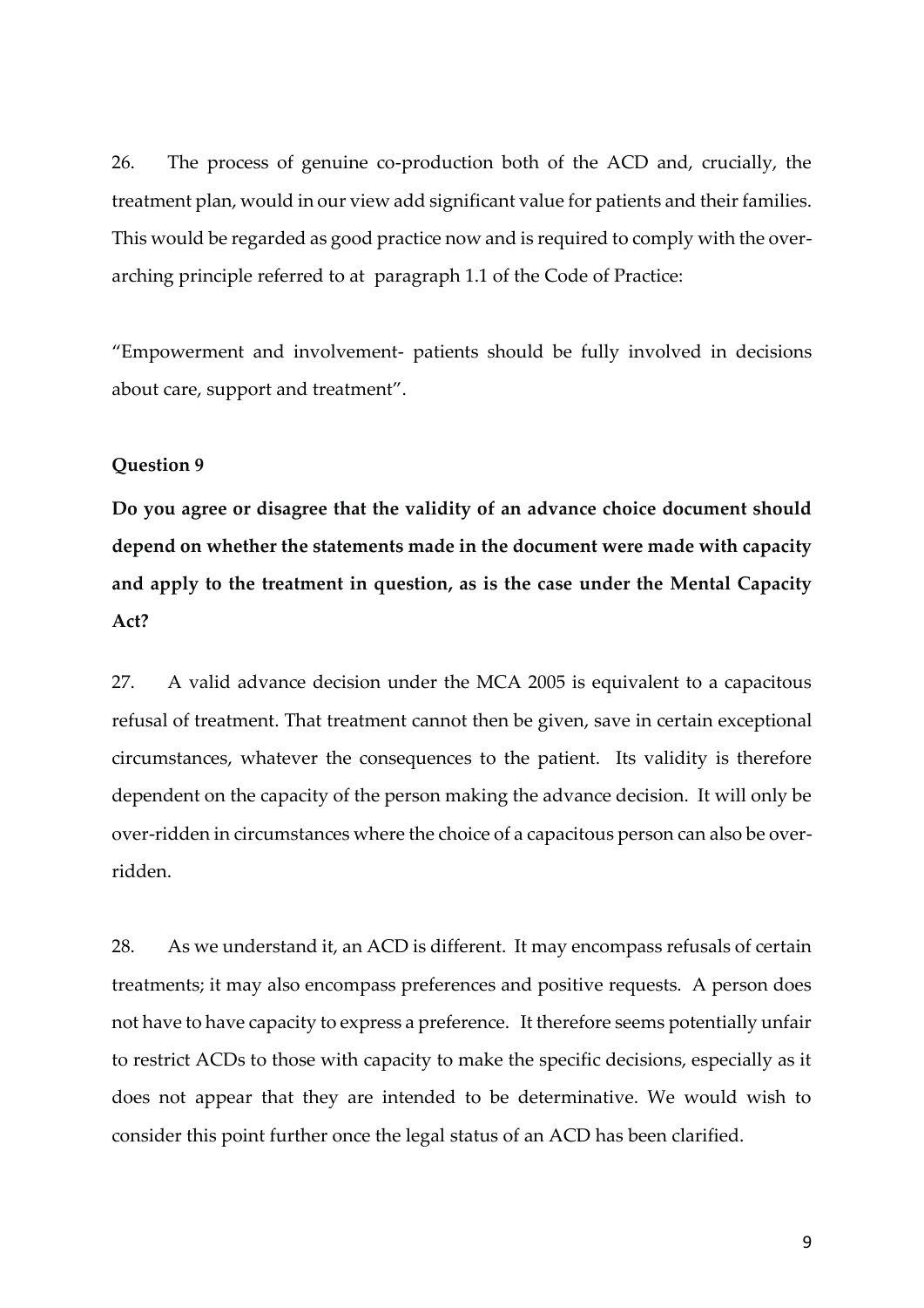26. The process of genuine co-production both of the ACD and, crucially, the treatment plan, would in our view add significant value for patients and their families. This would be regarded as good practice now and is required to comply with the over-arching principle referred to at paragraph 1.1 of the Code of Practice:

"Empowerment and involvement- patients should be fully involved in decisions about care, support and treatment".

**Question 9**

**Do you agree or disagree that the validity of an advance choice document should depend on whether the statements made in the document were made with capacity and apply to the treatment in question, as is the case under the Mental Capacity Act?**

27. A valid advance decision under the MCA 2005 is equivalent to a capacitous refusal of treatment. That treatment cannot then be given, save in certain exceptional circumstances, whatever the consequences to the patient. Its validity is therefore dependent on the capacity of the person making the advance decision. It will only be over-ridden in circumstances where the choice of a capacitous person can also be over-ridden.

28. As we understand it, an ACD is different. It may encompass refusals of certain treatments; it may also encompass preferences and positive requests. A person does not have to have capacity to express a preference. It therefore seems potentially unfair to restrict ACDs to those with capacity to make the specific decisions, especially as it does not appear that they are intended to be determinative. We would wish to consider this point further once the legal status of an ACD has been clarified.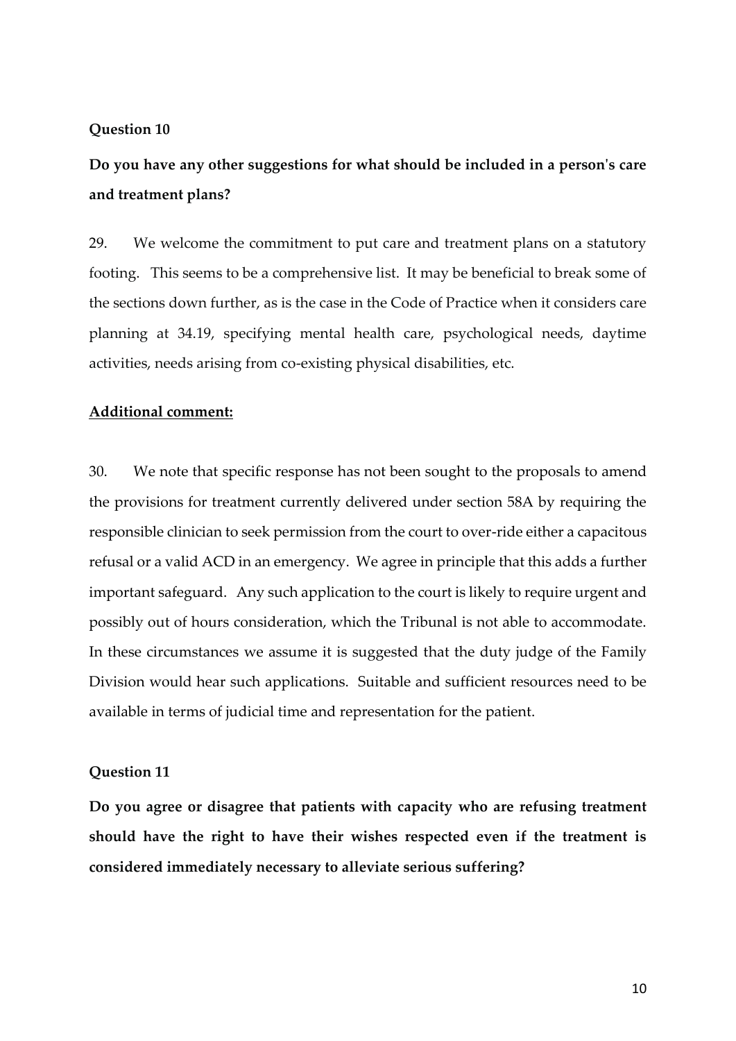**Question 10**

**Do you have any other suggestions for what should be included in a person's care and treatment plans?**

29. We welcome the commitment to put care and treatment plans on a statutory footing. This seems to be a comprehensive list. It may be beneficial to break some of the sections down further, as is the case in the Code of Practice when it considers care planning at 34.19, specifying mental health care, psychological needs, daytime activities, needs arising from co-existing physical disabilities, etc.

**Additional comment:**

30. We note that specific response has not been sought to the proposals to amend the provisions for treatment currently delivered under section 58A by requiring the responsible clinician to seek permission from the court to over-ride either a capacitous refusal or a valid ACD in an emergency. We agree in principle that this adds a further important safeguard. Any such application to the court is likely to require urgent and possibly out of hours consideration, which the Tribunal is not able to accommodate. In these circumstances we assume it is suggested that the duty judge of the Family Division would hear such applications. Suitable and sufficient resources need to be available in terms of judicial time and representation for the patient.

**Question 11**

**Do you agree or disagree that patients with capacity who are refusing treatment should have the right to have their wishes respected even if the treatment is considered immediately necessary to alleviate serious suffering?**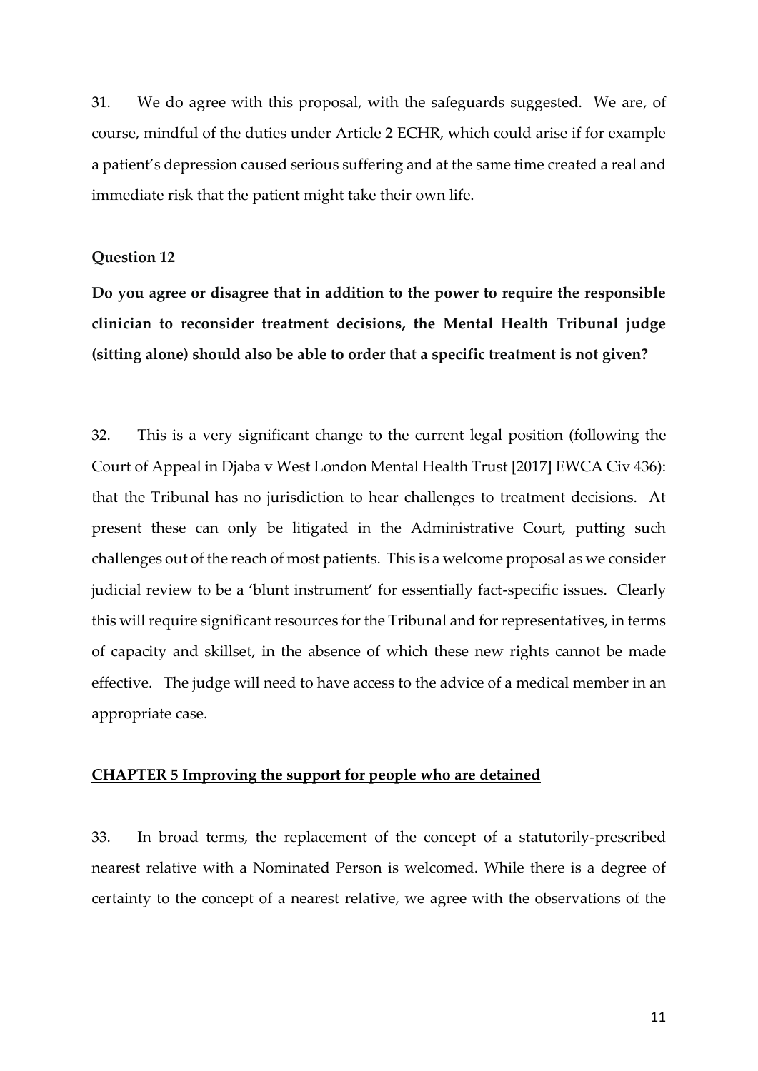31. We do agree with this proposal, with the safeguards suggested. We are, of course, mindful of the duties under Article 2 ECHR, which could arise if for example a patient's depression caused serious suffering and at the same time created a real and immediate risk that the patient might take their own life.

**Question 12**

**Do you agree or disagree that in addition to the power to require the responsible clinician to reconsider treatment decisions, the Mental Health Tribunal judge (sitting alone) should also be able to order that a specific treatment is not given?**

32. This is a very significant change to the current legal position (following the Court of Appeal in Djaba v West London Mental Health Trust [2017] EWCA Civ 436): that the Tribunal has no jurisdiction to hear challenges to treatment decisions. At present these can only be litigated in the Administrative Court, putting such challenges out of the reach of most patients. This is a welcome proposal as we consider judicial review to be a 'blunt instrument' for essentially fact-specific issues. Clearly this will require significant resources for the Tribunal and for representatives, in terms of capacity and skillset, in the absence of which these new rights cannot be made effective. The judge will need to have access to the advice of a medical member in an appropriate case.

## <u>CHAPTER 5 Improving the support for people who are detained</u>

33. In broad terms, the replacement of the concept of a statutorily-prescribed nearest relative with a Nominated Person is welcomed. While there is a degree of certainty to the concept of a nearest relative, we agree with the observations of the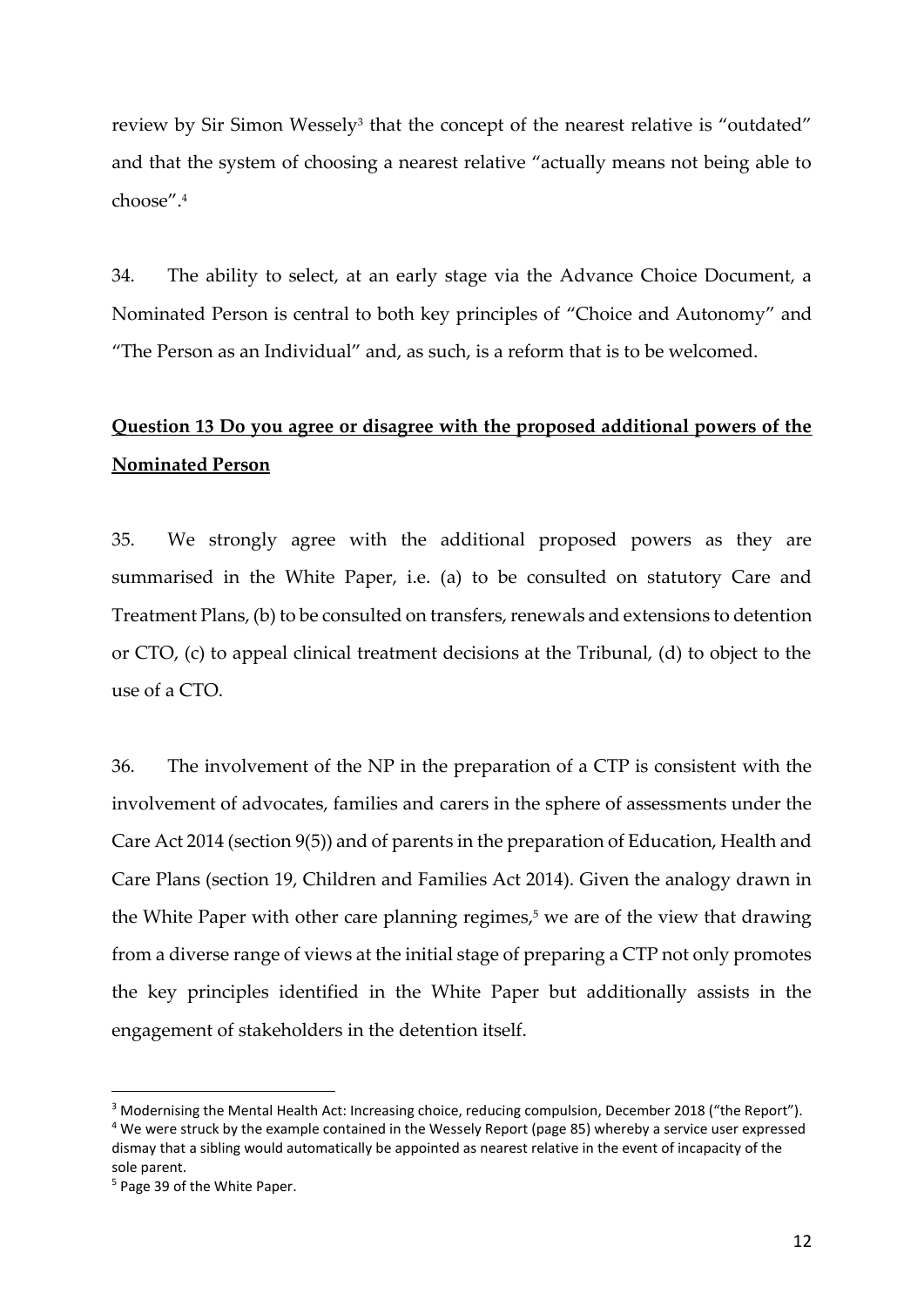review by Sir Simon Wessely[3] that the concept of the nearest relative is "outdated" and that the system of choosing a nearest relative "actually means not being able to choose".[4]

34. The ability to select, at an early stage via the Advance Choice Document, a Nominated Person is central to both key principles of "Choice and Autonomy" and "The Person as an Individual" and, as such, is a reform that is to be welcomed.

**<u>Question 13 Do you agree or disagree with the proposed additional powers of the Nominated Person</u>**

35. We strongly agree with the additional proposed powers as they are summarised in the White Paper, i.e. (a) to be consulted on statutory Care and Treatment Plans, (b) to be consulted on transfers, renewals and extensions to detention or CTO, (c) to appeal clinical treatment decisions at the Tribunal, (d) to object to the use of a CTO.

36. The involvement of the NP in the preparation of a CTP is consistent with the involvement of advocates, families and carers in the sphere of assessments under the Care Act 2014 (section 9(5)) and of parents in the preparation of Education, Health and Care Plans (section 19, Children and Families Act 2014). Given the analogy drawn in the White Paper with other care planning regimes,[5] we are of the view that drawing from a diverse range of views at the initial stage of preparing a CTP not only promotes the key principles identified in the White Paper but additionally assists in the engagement of stakeholders in the detention itself.

---

[3] Modernising the Mental Health Act: Increasing choice, reducing compulsion, December 2018 ("the Report").

[4] We were struck by the example contained in the Wessely Report (page 85) whereby a service user expressed dismay that a sibling would automatically be appointed as nearest relative in the event of incapacity of the sole parent.

[5] Page 39 of the White Paper.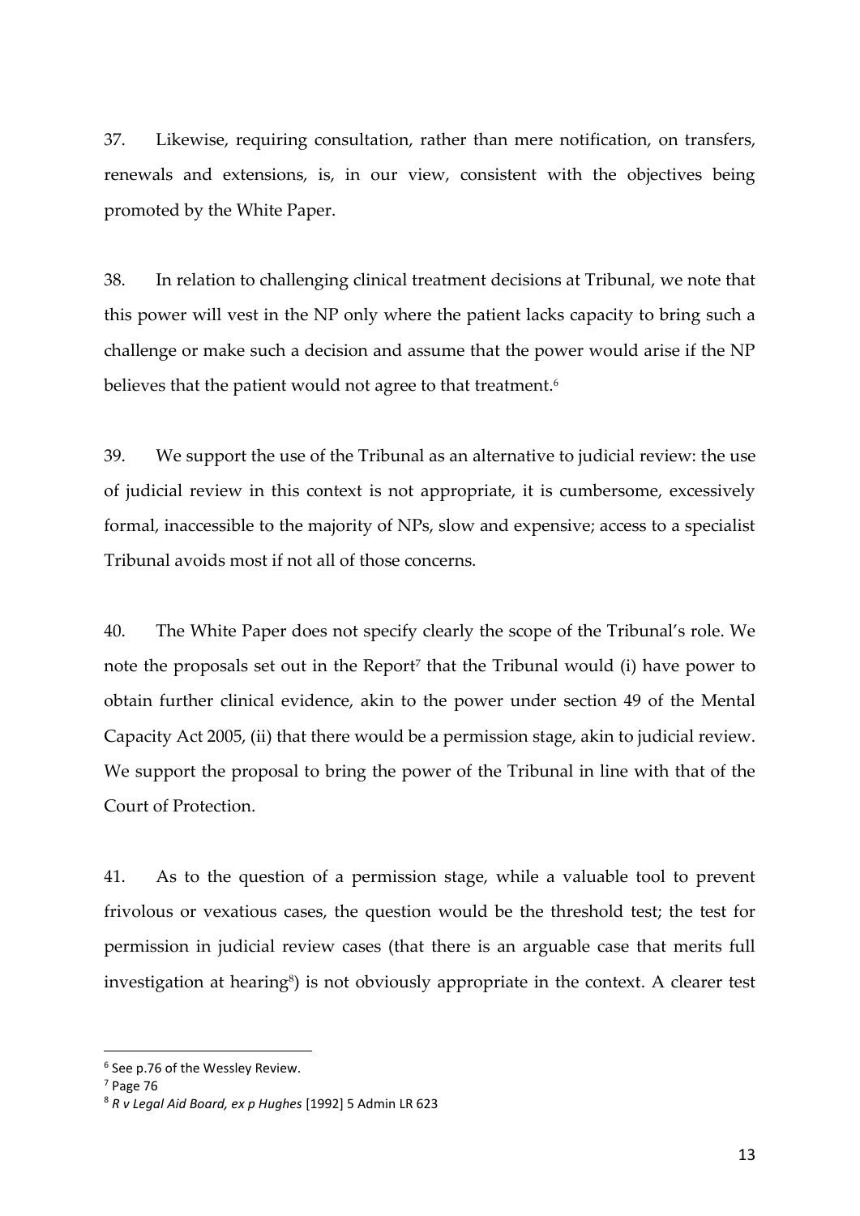37. Likewise, requiring consultation, rather than mere notification, on transfers, renewals and extensions, is, in our view, consistent with the objectives being promoted by the White Paper.

38. In relation to challenging clinical treatment decisions at Tribunal, we note that this power will vest in the NP only where the patient lacks capacity to bring such a challenge or make such a decision and assume that the power would arise if the NP believes that the patient would not agree to that treatment.[6]

39. We support the use of the Tribunal as an alternative to judicial review: the use of judicial review in this context is not appropriate, it is cumbersome, excessively formal, inaccessible to the majority of NPs, slow and expensive; access to a specialist Tribunal avoids most if not all of those concerns.

40. The White Paper does not specify clearly the scope of the Tribunal's role. We note the proposals set out in the Report[7] that the Tribunal would (i) have power to obtain further clinical evidence, akin to the power under section 49 of the Mental Capacity Act 2005, (ii) that there would be a permission stage, akin to judicial review. We support the proposal to bring the power of the Tribunal in line with that of the Court of Protection.

41. As to the question of a permission stage, while a valuable tool to prevent frivolous or vexatious cases, the question would be the threshold test; the test for permission in judicial review cases (that there is an arguable case that merits full investigation at hearing[8]) is not obviously appropriate in the context. A clearer test

---

[6] See p.76 of the Wessley Review.

[7] Page 76

[8] *R v Legal Aid Board, ex p Hughes* [1992] 5 Admin LR 623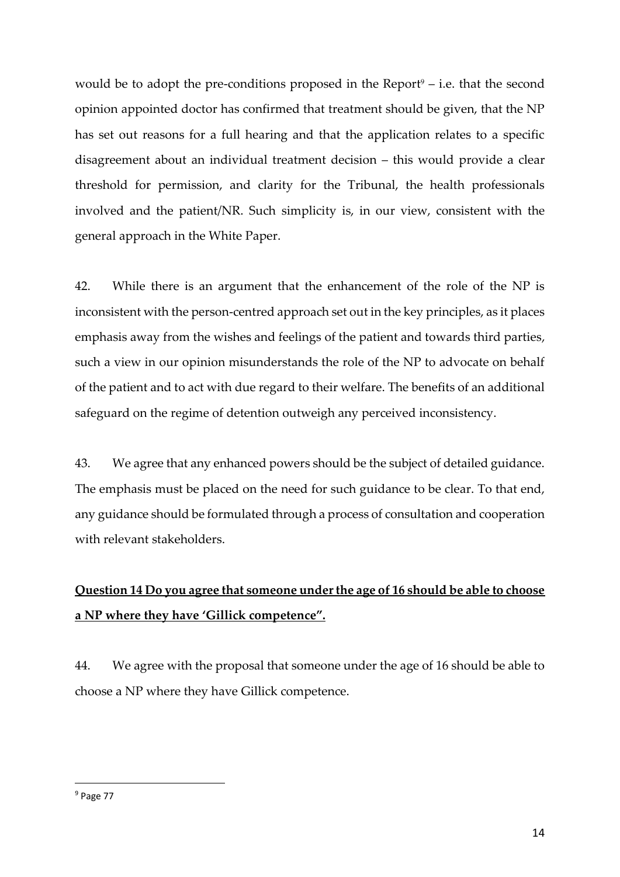would be to adopt the pre-conditions proposed in the Report[9] – i.e. that the second opinion appointed doctor has confirmed that treatment should be given, that the NP has set out reasons for a full hearing and that the application relates to a specific disagreement about an individual treatment decision – this would provide a clear threshold for permission, and clarity for the Tribunal, the health professionals involved and the patient/NR. Such simplicity is, in our view, consistent with the general approach in the White Paper.

42. While there is an argument that the enhancement of the role of the NP is inconsistent with the person-centred approach set out in the key principles, as it places emphasis away from the wishes and feelings of the patient and towards third parties, such a view in our opinion misunderstands the role of the NP to advocate on behalf of the patient and to act with due regard to their welfare. The benefits of an additional safeguard on the regime of detention outweigh any perceived inconsistency.

43. We agree that any enhanced powers should be the subject of detailed guidance. The emphasis must be placed on the need for such guidance to be clear. To that end, any guidance should be formulated through a process of consultation and cooperation with relevant stakeholders.

**<u>Question 14 Do you agree that someone under the age of 16 should be able to choose a NP where they have 'Gillick competence".</u>**

44. We agree with the proposal that someone under the age of 16 should be able to choose a NP where they have Gillick competence.

[9] Page 77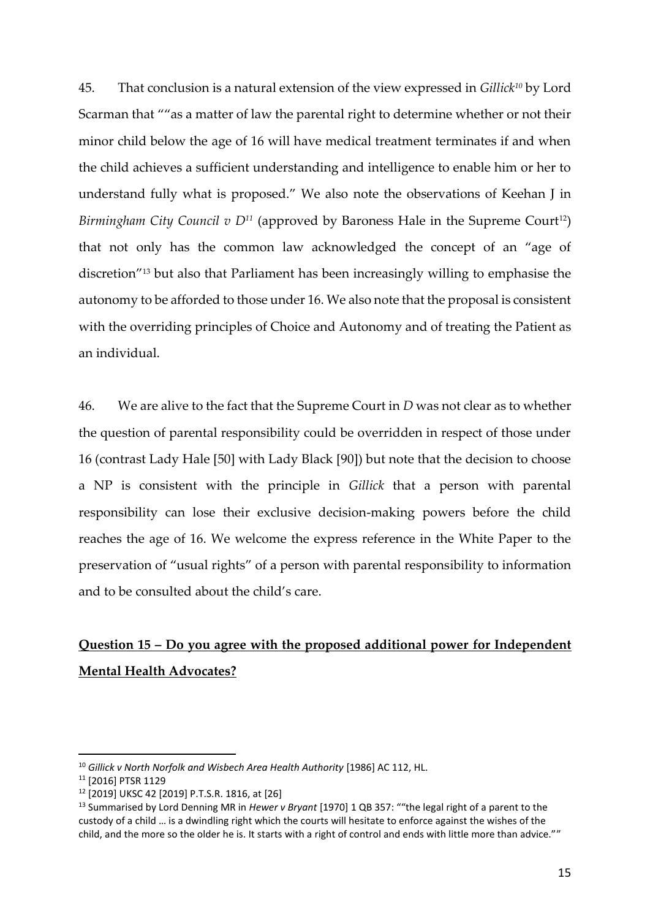45. That conclusion is a natural extension of the view expressed in *Gillick*[10] by Lord Scarman that ""as a matter of law the parental right to determine whether or not their minor child below the age of 16 will have medical treatment terminates if and when the child achieves a sufficient understanding and intelligence to enable him or her to understand fully what is proposed." We also note the observations of Keehan J in *Birmingham City Council v D*[11] (approved by Baroness Hale in the Supreme Court[12]) that not only has the common law acknowledged the concept of an "age of discretion"[13] but also that Parliament has been increasingly willing to emphasise the autonomy to be afforded to those under 16. We also note that the proposal is consistent with the overriding principles of Choice and Autonomy and of treating the Patient as an individual.

46. We are alive to the fact that the Supreme Court in *D* was not clear as to whether the question of parental responsibility could be overridden in respect of those under 16 (contrast Lady Hale [50] with Lady Black [90]) but note that the decision to choose a NP is consistent with the principle in *Gillick* that a person with parental responsibility can lose their exclusive decision-making powers before the child reaches the age of 16. We welcome the express reference in the White Paper to the preservation of "usual rights" of a person with parental responsibility to information and to be consulted about the child's care.

**<u>Question 15 – Do you agree with the proposed additional power for Independent Mental Health Advocates?</u>**

---

[10] *Gillick v North Norfolk and Wisbech Area Health Authority* [1986] AC 112, HL.

[11] [2016] PTSR 1129

[12] [2019] UKSC 42 [2019] P.T.S.R. 1816, at [26]

[13] Summarised by Lord Denning MR in *Hewer v Bryant* [1970] 1 QB 357: ""the legal right of a parent to the custody of a child … is a dwindling right which the courts will hesitate to enforce against the wishes of the child, and the more so the older he is. It starts with a right of control and ends with little more than advice.""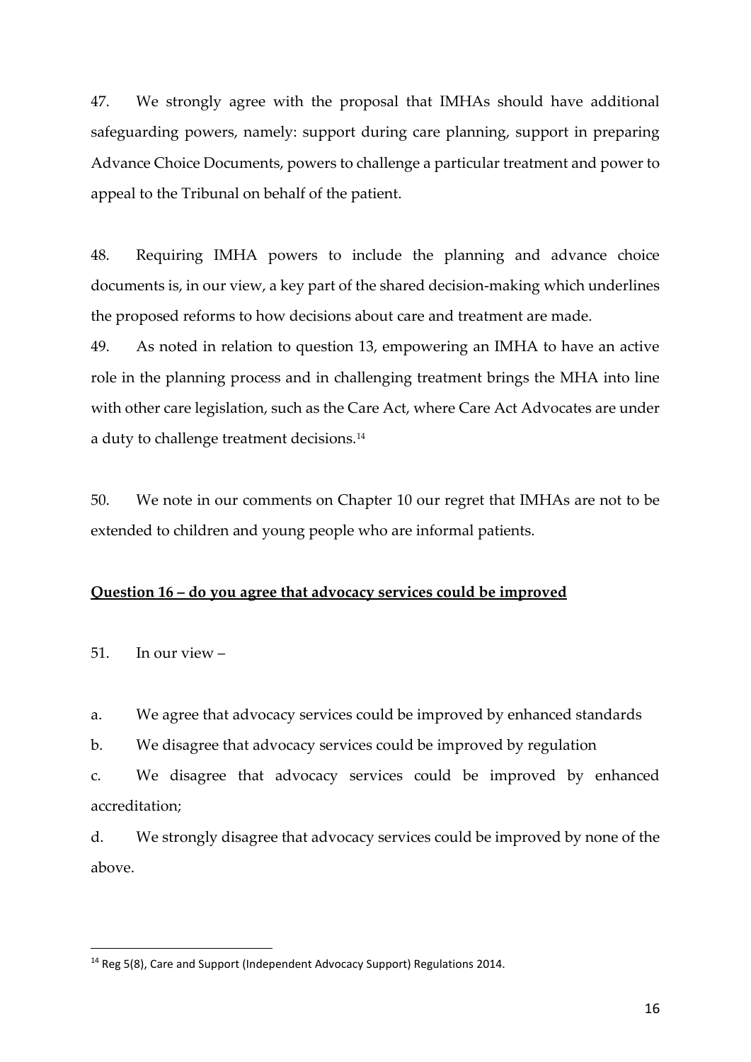47. We strongly agree with the proposal that IMHAs should have additional safeguarding powers, namely: support during care planning, support in preparing Advance Choice Documents, powers to challenge a particular treatment and power to appeal to the Tribunal on behalf of the patient.

48. Requiring IMHA powers to include the planning and advance choice documents is, in our view, a key part of the shared decision-making which underlines the proposed reforms to how decisions about care and treatment are made.

49. As noted in relation to question 13, empowering an IMHA to have an active role in the planning process and in challenging treatment brings the MHA into line with other care legislation, such as the Care Act, where Care Act Advocates are under a duty to challenge treatment decisions.[14]

50. We note in our comments on Chapter 10 our regret that IMHAs are not to be extended to children and young people who are informal patients.

**<u>Question 16 – do you agree that advocacy services could be improved</u>**

51. In our view –

a. We agree that advocacy services could be improved by enhanced standards

b. We disagree that advocacy services could be improved by regulation

c. We disagree that advocacy services could be improved by enhanced accreditation;

d. We strongly disagree that advocacy services could be improved by none of the above.

---

[14] Reg 5(8), Care and Support (Independent Advocacy Support) Regulations 2014.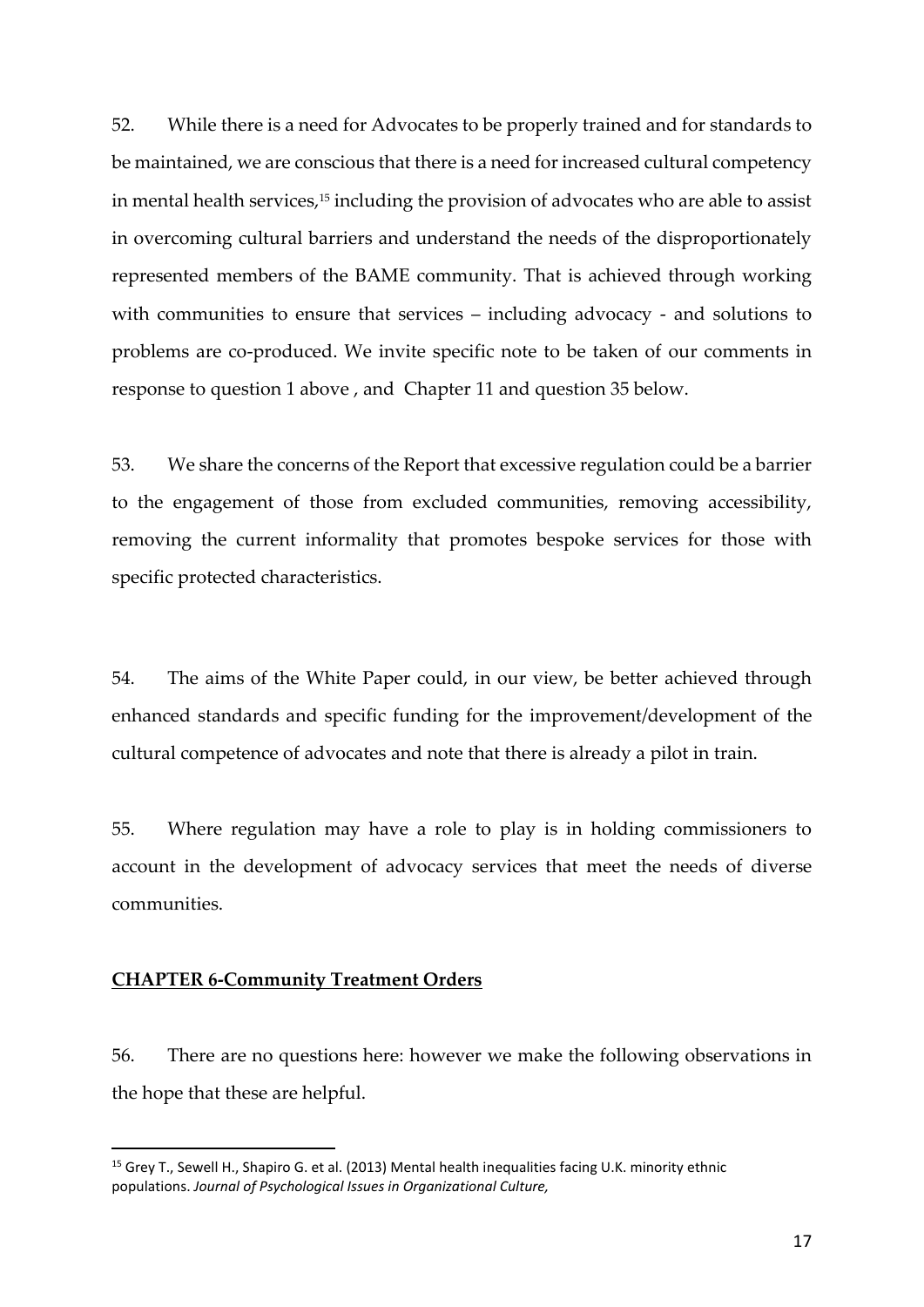52. While there is a need for Advocates to be properly trained and for standards to be maintained, we are conscious that there is a need for increased cultural competency in mental health services,[15] including the provision of advocates who are able to assist in overcoming cultural barriers and understand the needs of the disproportionately represented members of the BAME community. That is achieved through working with communities to ensure that services – including advocacy - and solutions to problems are co-produced. We invite specific note to be taken of our comments in response to question 1 above , and Chapter 11 and question 35 below.

53. We share the concerns of the Report that excessive regulation could be a barrier to the engagement of those from excluded communities, removing accessibility, removing the current informality that promotes bespoke services for those with specific protected characteristics.

54. The aims of the White Paper could, in our view, be better achieved through enhanced standards and specific funding for the improvement/development of the cultural competence of advocates and note that there is already a pilot in train.

55. Where regulation may have a role to play is in holding commissioners to account in the development of advocacy services that meet the needs of diverse communities.

## **CHAPTER 6-Community Treatment Orders**

56. There are no questions here: however we make the following observations in the hope that these are helpful.

---

[15] Grey T., Sewell H., Shapiro G. et al. (2013) Mental health inequalities facing U.K. minority ethnic populations. *Journal of Psychological Issues in Organizational Culture,*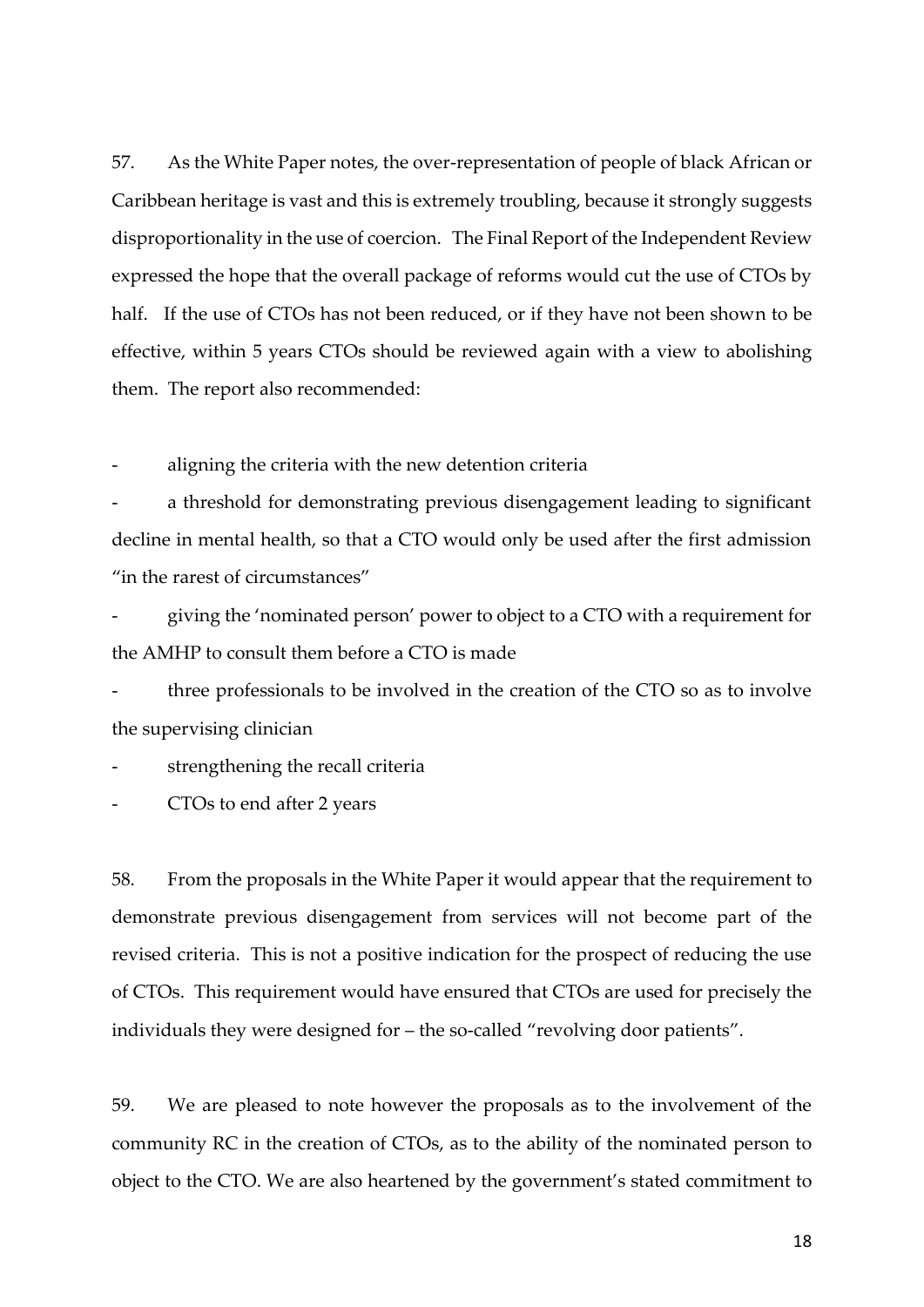57. As the White Paper notes, the over-representation of people of black African or Caribbean heritage is vast and this is extremely troubling, because it strongly suggests disproportionality in the use of coercion. The Final Report of the Independent Review expressed the hope that the overall package of reforms would cut the use of CTOs by half. If the use of CTOs has not been reduced, or if they have not been shown to be effective, within 5 years CTOs should be reviewed again with a view to abolishing them. The report also recommended:

- aligning the criteria with the new detention criteria
- a threshold for demonstrating previous disengagement leading to significant decline in mental health, so that a CTO would only be used after the first admission "in the rarest of circumstances"
- giving the 'nominated person' power to object to a CTO with a requirement for the AMHP to consult them before a CTO is made
- three professionals to be involved in the creation of the CTO so as to involve the supervising clinician
- strengthening the recall criteria
- CTOs to end after 2 years

58. From the proposals in the White Paper it would appear that the requirement to demonstrate previous disengagement from services will not become part of the revised criteria. This is not a positive indication for the prospect of reducing the use of CTOs. This requirement would have ensured that CTOs are used for precisely the individuals they were designed for – the so-called "revolving door patients".

59. We are pleased to note however the proposals as to the involvement of the community RC in the creation of CTOs, as to the ability of the nominated person to object to the CTO. We are also heartened by the government's stated commitment to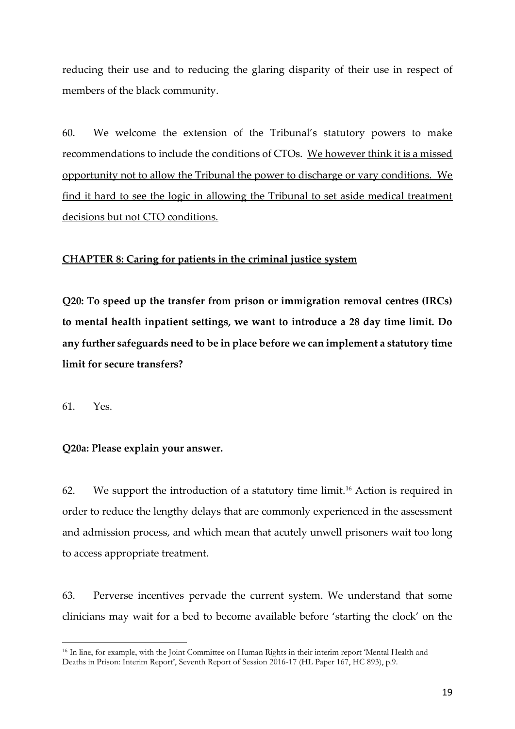reducing their use and to reducing the glaring disparity of their use in respect of members of the black community.

60. We welcome the extension of the Tribunal's statutory powers to make recommendations to include the conditions of CTOs. <u>We however think it is a missed opportunity not to allow the Tribunal the power to discharge or vary conditions. We find it hard to see the logic in allowing the Tribunal to set aside medical treatment decisions but not CTO conditions.</u>

## <u>**CHAPTER 8: Caring for patients in the criminal justice system**</u>

**Q20: To speed up the transfer from prison or immigration removal centres (IRCs) to mental health inpatient settings, we want to introduce a 28 day time limit. Do any further safeguards need to be in place before we can implement a statutory time limit for secure transfers?**

61. Yes.

**Q20a: Please explain your answer.**

62. We support the introduction of a statutory time limit.[16] Action is required in order to reduce the lengthy delays that are commonly experienced in the assessment and admission process, and which mean that acutely unwell prisoners wait too long to access appropriate treatment.

63. Perverse incentives pervade the current system. We understand that some clinicians may wait for a bed to become available before 'starting the clock' on the

[16] In line, for example, with the Joint Committee on Human Rights in their interim report 'Mental Health and Deaths in Prison: Interim Report', Seventh Report of Session 2016-17 (HL Paper 167, HC 893), p.9.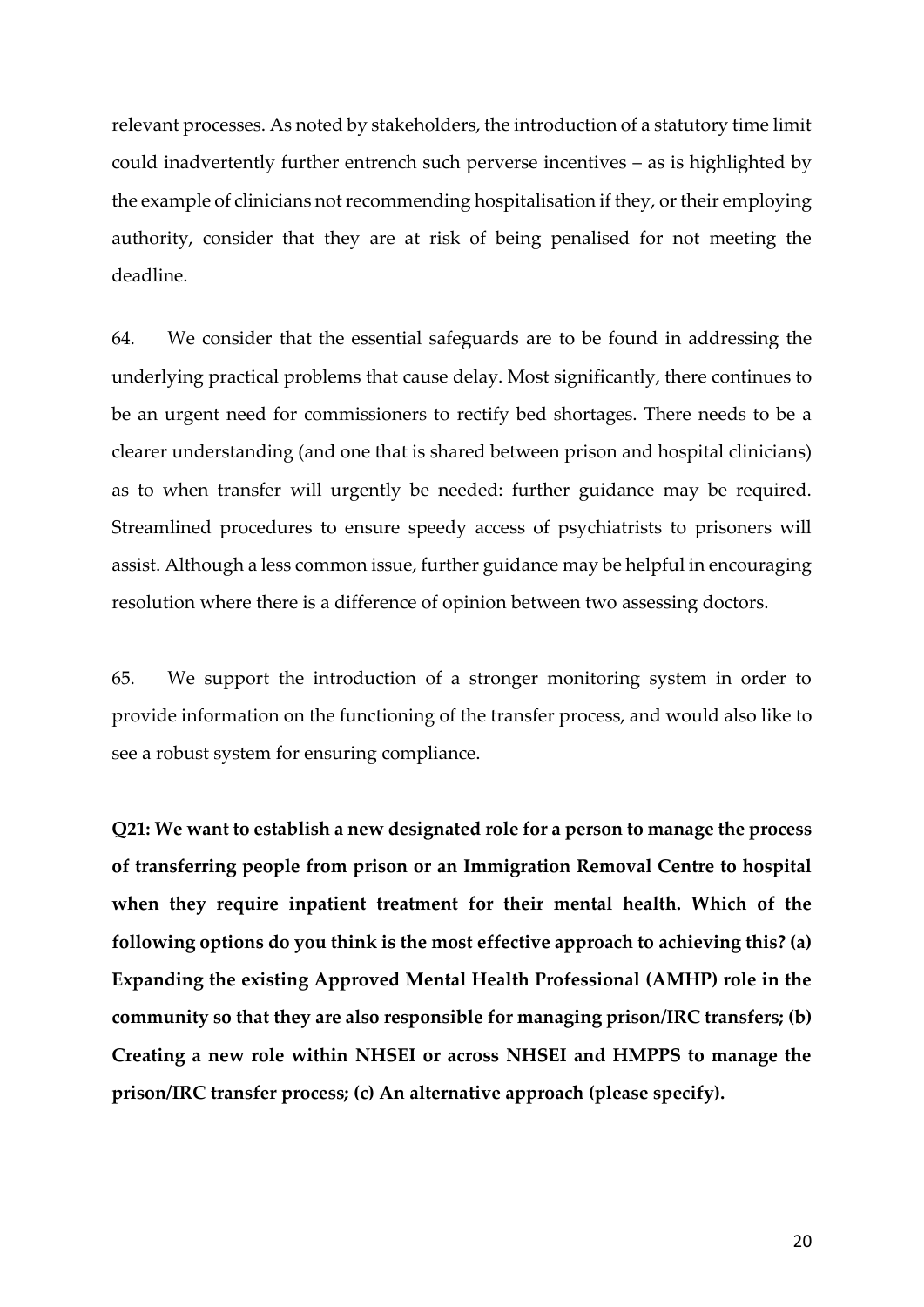relevant processes. As noted by stakeholders, the introduction of a statutory time limit could inadvertently further entrench such perverse incentives – as is highlighted by the example of clinicians not recommending hospitalisation if they, or their employing authority, consider that they are at risk of being penalised for not meeting the deadline.

64. We consider that the essential safeguards are to be found in addressing the underlying practical problems that cause delay. Most significantly, there continues to be an urgent need for commissioners to rectify bed shortages. There needs to be a clearer understanding (and one that is shared between prison and hospital clinicians) as to when transfer will urgently be needed: further guidance may be required. Streamlined procedures to ensure speedy access of psychiatrists to prisoners will assist. Although a less common issue, further guidance may be helpful in encouraging resolution where there is a difference of opinion between two assessing doctors.

65. We support the introduction of a stronger monitoring system in order to provide information on the functioning of the transfer process, and would also like to see a robust system for ensuring compliance.

**Q21: We want to establish a new designated role for a person to manage the process of transferring people from prison or an Immigration Removal Centre to hospital when they require inpatient treatment for their mental health. Which of the following options do you think is the most effective approach to achieving this? (a) Expanding the existing Approved Mental Health Professional (AMHP) role in the community so that they are also responsible for managing prison/IRC transfers; (b) Creating a new role within NHSEI or across NHSEI and HMPPS to manage the prison/IRC transfer process; (c) An alternative approach (please specify).**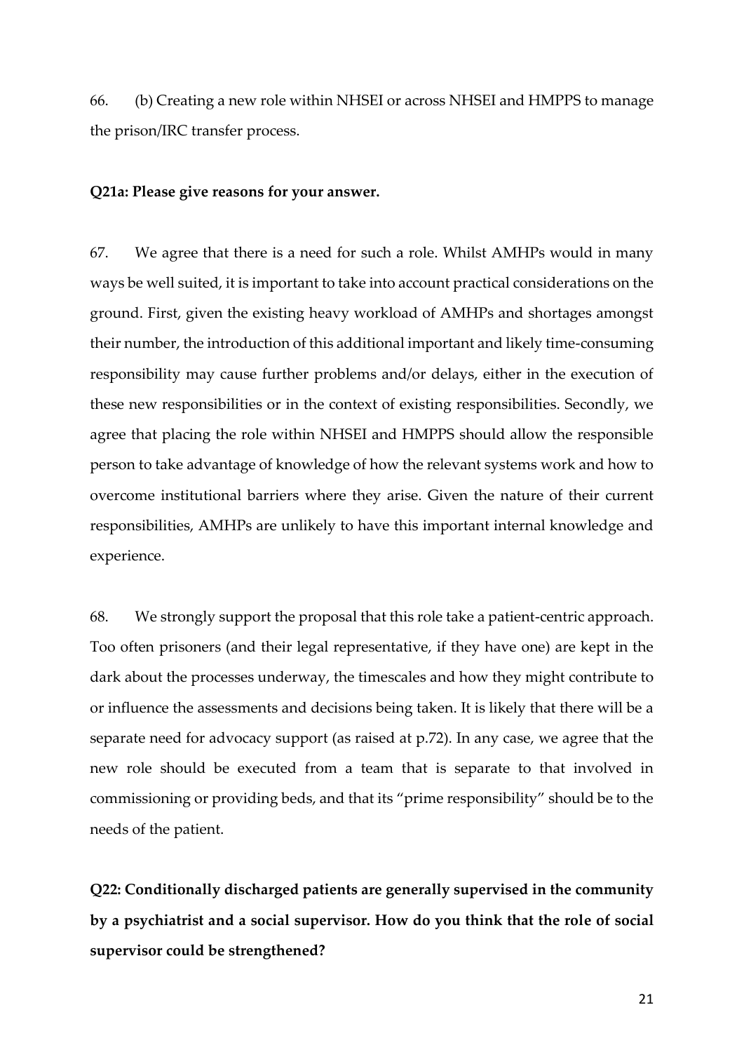66. (b) Creating a new role within NHSEI or across NHSEI and HMPPS to manage the prison/IRC transfer process.

**Q21a: Please give reasons for your answer.**

67. We agree that there is a need for such a role. Whilst AMHPs would in many ways be well suited, it is important to take into account practical considerations on the ground. First, given the existing heavy workload of AMHPs and shortages amongst their number, the introduction of this additional important and likely time-consuming responsibility may cause further problems and/or delays, either in the execution of these new responsibilities or in the context of existing responsibilities. Secondly, we agree that placing the role within NHSEI and HMPPS should allow the responsible person to take advantage of knowledge of how the relevant systems work and how to overcome institutional barriers where they arise. Given the nature of their current responsibilities, AMHPs are unlikely to have this important internal knowledge and experience.

68. We strongly support the proposal that this role take a patient-centric approach. Too often prisoners (and their legal representative, if they have one) are kept in the dark about the processes underway, the timescales and how they might contribute to or influence the assessments and decisions being taken. It is likely that there will be a separate need for advocacy support (as raised at p.72). In any case, we agree that the new role should be executed from a team that is separate to that involved in commissioning or providing beds, and that its "prime responsibility" should be to the needs of the patient.

**Q22: Conditionally discharged patients are generally supervised in the community by a psychiatrist and a social supervisor. How do you think that the role of social supervisor could be strengthened?**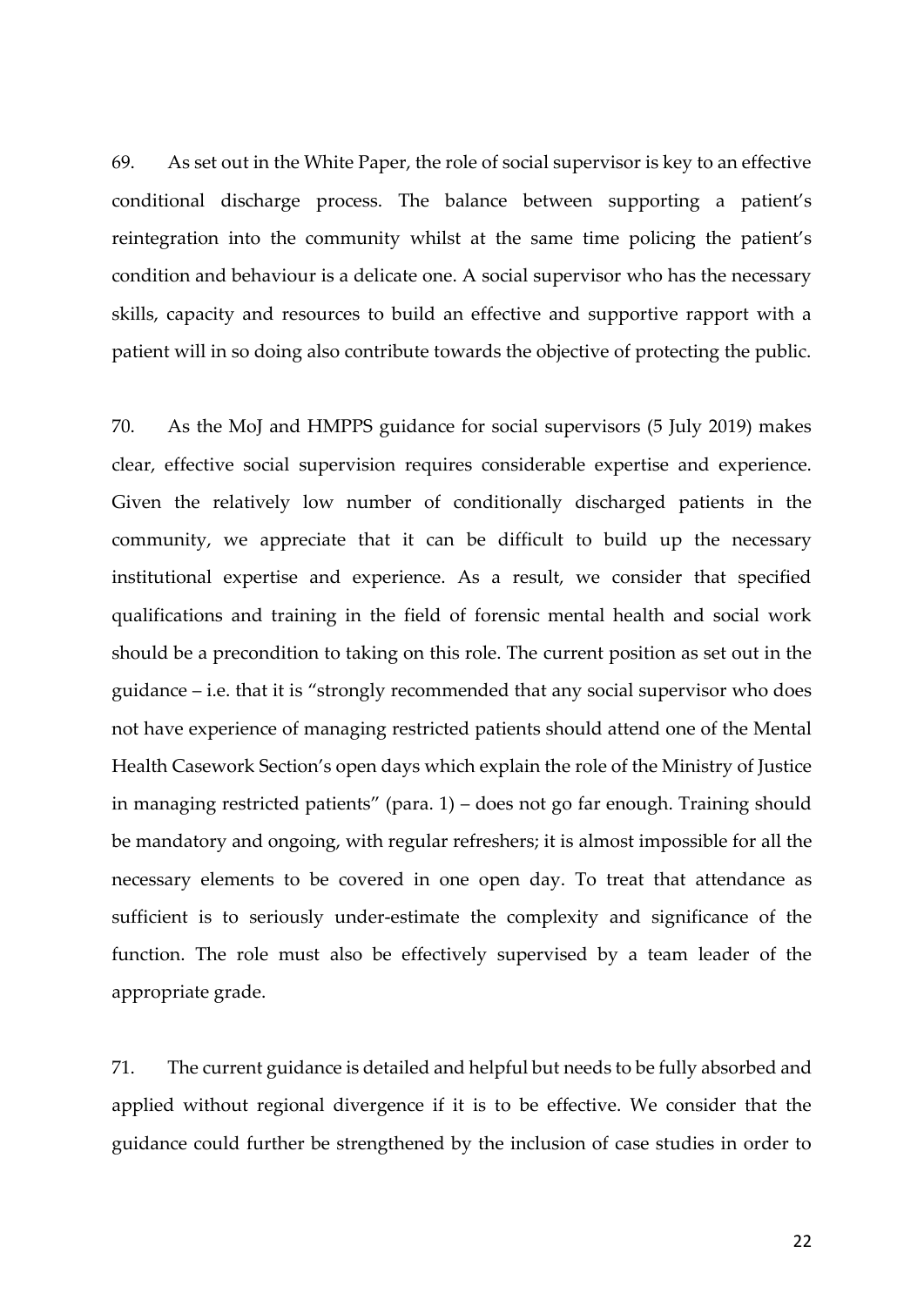69. As set out in the White Paper, the role of social supervisor is key to an effective conditional discharge process. The balance between supporting a patient's reintegration into the community whilst at the same time policing the patient's condition and behaviour is a delicate one. A social supervisor who has the necessary skills, capacity and resources to build an effective and supportive rapport with a patient will in so doing also contribute towards the objective of protecting the public.

70. As the MoJ and HMPPS guidance for social supervisors (5 July 2019) makes clear, effective social supervision requires considerable expertise and experience. Given the relatively low number of conditionally discharged patients in the community, we appreciate that it can be difficult to build up the necessary institutional expertise and experience. As a result, we consider that specified qualifications and training in the field of forensic mental health and social work should be a precondition to taking on this role. The current position as set out in the guidance – i.e. that it is "strongly recommended that any social supervisor who does not have experience of managing restricted patients should attend one of the Mental Health Casework Section's open days which explain the role of the Ministry of Justice in managing restricted patients" (para. 1) – does not go far enough. Training should be mandatory and ongoing, with regular refreshers; it is almost impossible for all the necessary elements to be covered in one open day. To treat that attendance as sufficient is to seriously under-estimate the complexity and significance of the function. The role must also be effectively supervised by a team leader of the appropriate grade.

71. The current guidance is detailed and helpful but needs to be fully absorbed and applied without regional divergence if it is to be effective. We consider that the guidance could further be strengthened by the inclusion of case studies in order to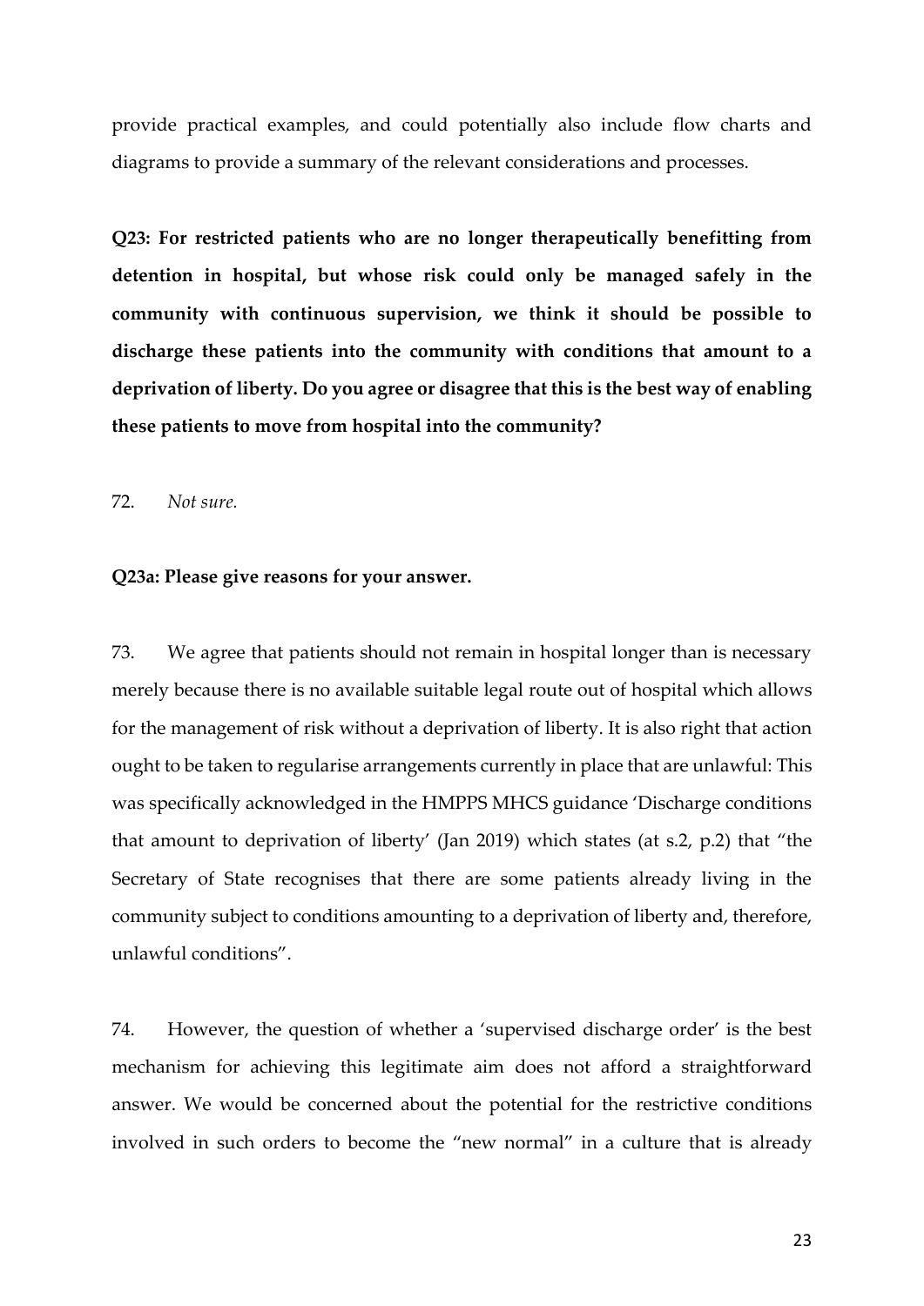provide practical examples, and could potentially also include flow charts and diagrams to provide a summary of the relevant considerations and processes.

**Q23: For restricted patients who are no longer therapeutically benefitting from detention in hospital, but whose risk could only be managed safely in the community with continuous supervision, we think it should be possible to discharge these patients into the community with conditions that amount to a deprivation of liberty. Do you agree or disagree that this is the best way of enabling these patients to move from hospital into the community?**

72. *Not sure.*

**Q23a: Please give reasons for your answer.**

73. We agree that patients should not remain in hospital longer than is necessary merely because there is no available suitable legal route out of hospital which allows for the management of risk without a deprivation of liberty. It is also right that action ought to be taken to regularise arrangements currently in place that are unlawful: This was specifically acknowledged in the HMPPS MHCS guidance 'Discharge conditions that amount to deprivation of liberty' (Jan 2019) which states (at s.2, p.2) that "the Secretary of State recognises that there are some patients already living in the community subject to conditions amounting to a deprivation of liberty and, therefore, unlawful conditions".

74. However, the question of whether a 'supervised discharge order' is the best mechanism for achieving this legitimate aim does not afford a straightforward answer. We would be concerned about the potential for the restrictive conditions involved in such orders to become the "new normal" in a culture that is already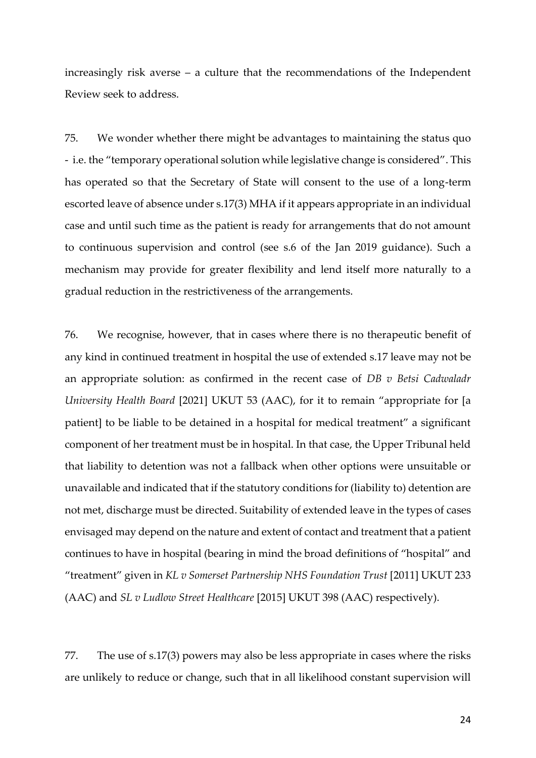increasingly risk averse – a culture that the recommendations of the Independent Review seek to address.

75. We wonder whether there might be advantages to maintaining the status quo - i.e. the "temporary operational solution while legislative change is considered". This has operated so that the Secretary of State will consent to the use of a long-term escorted leave of absence under s.17(3) MHA if it appears appropriate in an individual case and until such time as the patient is ready for arrangements that do not amount to continuous supervision and control (see s.6 of the Jan 2019 guidance). Such a mechanism may provide for greater flexibility and lend itself more naturally to a gradual reduction in the restrictiveness of the arrangements.

76. We recognise, however, that in cases where there is no therapeutic benefit of any kind in continued treatment in hospital the use of extended s.17 leave may not be an appropriate solution: as confirmed in the recent case of *DB v Betsi Cadwaladr University Health Board* [2021] UKUT 53 (AAC), for it to remain "appropriate for [a patient] to be liable to be detained in a hospital for medical treatment" a significant component of her treatment must be in hospital. In that case, the Upper Tribunal held that liability to detention was not a fallback when other options were unsuitable or unavailable and indicated that if the statutory conditions for (liability to) detention are not met, discharge must be directed. Suitability of extended leave in the types of cases envisaged may depend on the nature and extent of contact and treatment that a patient continues to have in hospital (bearing in mind the broad definitions of "hospital" and "treatment" given in *KL v Somerset Partnership NHS Foundation Trust* [2011] UKUT 233 (AAC) and *SL v Ludlow Street Healthcare* [2015] UKUT 398 (AAC) respectively).

77. The use of s.17(3) powers may also be less appropriate in cases where the risks are unlikely to reduce or change, such that in all likelihood constant supervision will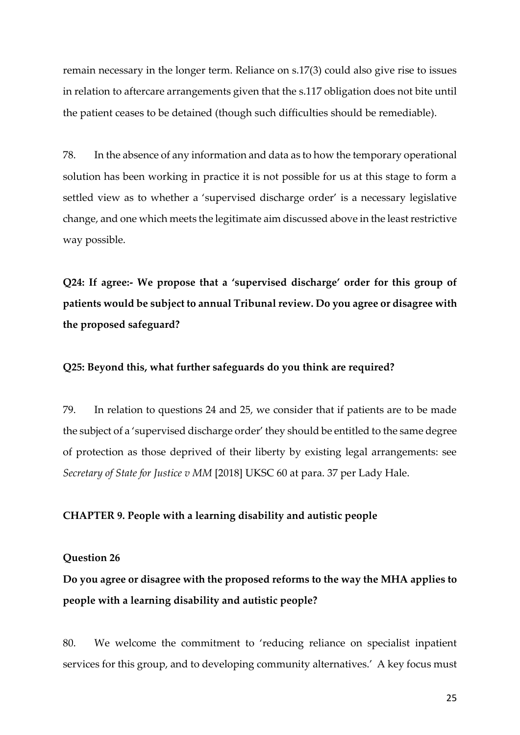remain necessary in the longer term. Reliance on s.17(3) could also give rise to issues in relation to aftercare arrangements given that the s.117 obligation does not bite until the patient ceases to be detained (though such difficulties should be remediable).

78. In the absence of any information and data as to how the temporary operational solution has been working in practice it is not possible for us at this stage to form a settled view as to whether a 'supervised discharge order' is a necessary legislative change, and one which meets the legitimate aim discussed above in the least restrictive way possible.

**Q24: If agree:- We propose that a 'supervised discharge' order for this group of patients would be subject to annual Tribunal review. Do you agree or disagree with the proposed safeguard?**

**Q25: Beyond this, what further safeguards do you think are required?**

79. In relation to questions 24 and 25, we consider that if patients are to be made the subject of a 'supervised discharge order' they should be entitled to the same degree of protection as those deprived of their liberty by existing legal arrangements: see *Secretary of State for Justice v MM* [2018] UKSC 60 at para. 37 per Lady Hale.

## CHAPTER 9. People with a learning disability and autistic people

### Question 26

**Do you agree or disagree with the proposed reforms to the way the MHA applies to people with a learning disability and autistic people?**

80. We welcome the commitment to 'reducing reliance on specialist inpatient services for this group, and to developing community alternatives.' A key focus must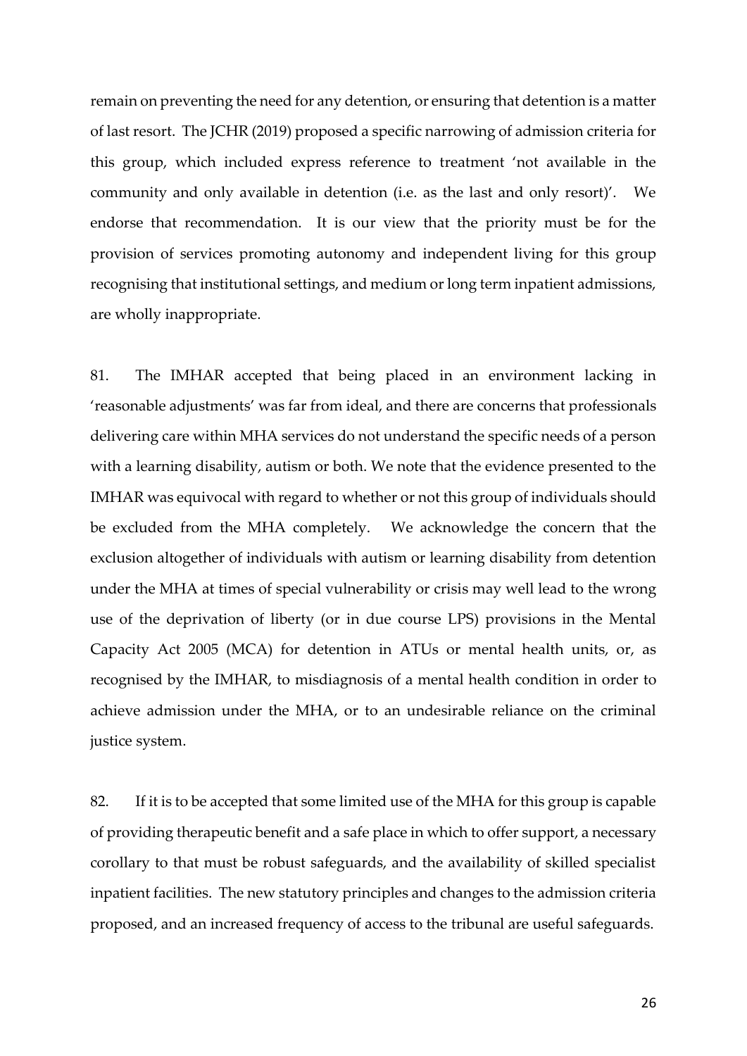remain on preventing the need for any detention, or ensuring that detention is a matter of last resort. The JCHR (2019) proposed a specific narrowing of admission criteria for this group, which included express reference to treatment 'not available in the community and only available in detention (i.e. as the last and only resort)'. We endorse that recommendation. It is our view that the priority must be for the provision of services promoting autonomy and independent living for this group recognising that institutional settings, and medium or long term inpatient admissions, are wholly inappropriate.

81. The IMHAR accepted that being placed in an environment lacking in 'reasonable adjustments' was far from ideal, and there are concerns that professionals delivering care within MHA services do not understand the specific needs of a person with a learning disability, autism or both. We note that the evidence presented to the IMHAR was equivocal with regard to whether or not this group of individuals should be excluded from the MHA completely. We acknowledge the concern that the exclusion altogether of individuals with autism or learning disability from detention under the MHA at times of special vulnerability or crisis may well lead to the wrong use of the deprivation of liberty (or in due course LPS) provisions in the Mental Capacity Act 2005 (MCA) for detention in ATUs or mental health units, or, as recognised by the IMHAR, to misdiagnosis of a mental health condition in order to achieve admission under the MHA, or to an undesirable reliance on the criminal justice system.

82. If it is to be accepted that some limited use of the MHA for this group is capable of providing therapeutic benefit and a safe place in which to offer support, a necessary corollary to that must be robust safeguards, and the availability of skilled specialist inpatient facilities. The new statutory principles and changes to the admission criteria proposed, and an increased frequency of access to the tribunal are useful safeguards.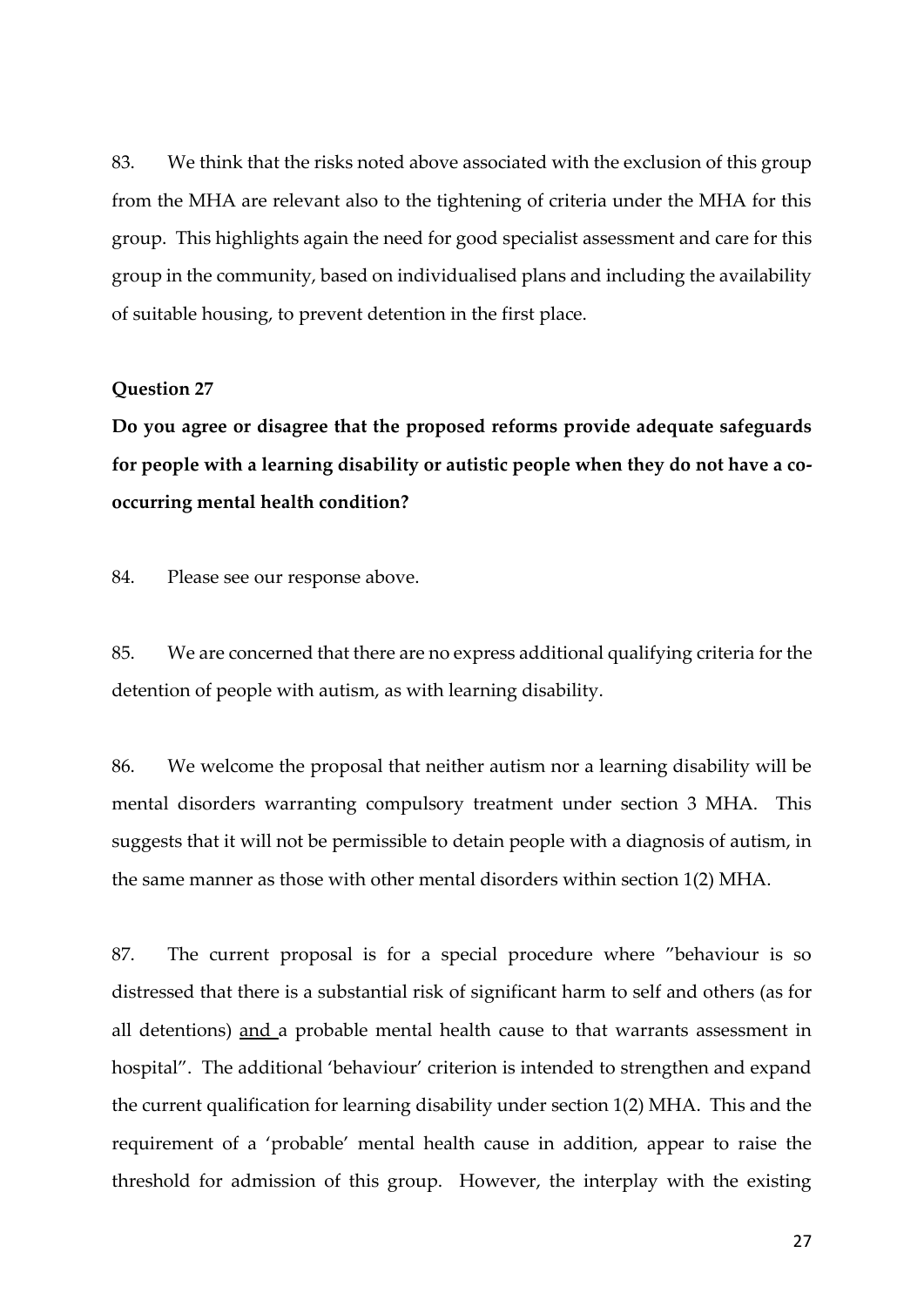83. We think that the risks noted above associated with the exclusion of this group from the MHA are relevant also to the tightening of criteria under the MHA for this group. This highlights again the need for good specialist assessment and care for this group in the community, based on individualised plans and including the availability of suitable housing, to prevent detention in the first place.

**Question 27**

**Do you agree or disagree that the proposed reforms provide adequate safeguards for people with a learning disability or autistic people when they do not have a co-occurring mental health condition?**

84. Please see our response above.

85. We are concerned that there are no express additional qualifying criteria for the detention of people with autism, as with learning disability.

86. We welcome the proposal that neither autism nor a learning disability will be mental disorders warranting compulsory treatment under section 3 MHA. This suggests that it will not be permissible to detain people with a diagnosis of autism, in the same manner as those with other mental disorders within section 1(2) MHA.

87. The current proposal is for a special procedure where "behaviour is so distressed that there is a substantial risk of significant harm to self and others (as for all detentions) <u>and</u> a probable mental health cause to that warrants assessment in hospital". The additional 'behaviour' criterion is intended to strengthen and expand the current qualification for learning disability under section 1(2) MHA. This and the requirement of a 'probable' mental health cause in addition, appear to raise the threshold for admission of this group. However, the interplay with the existing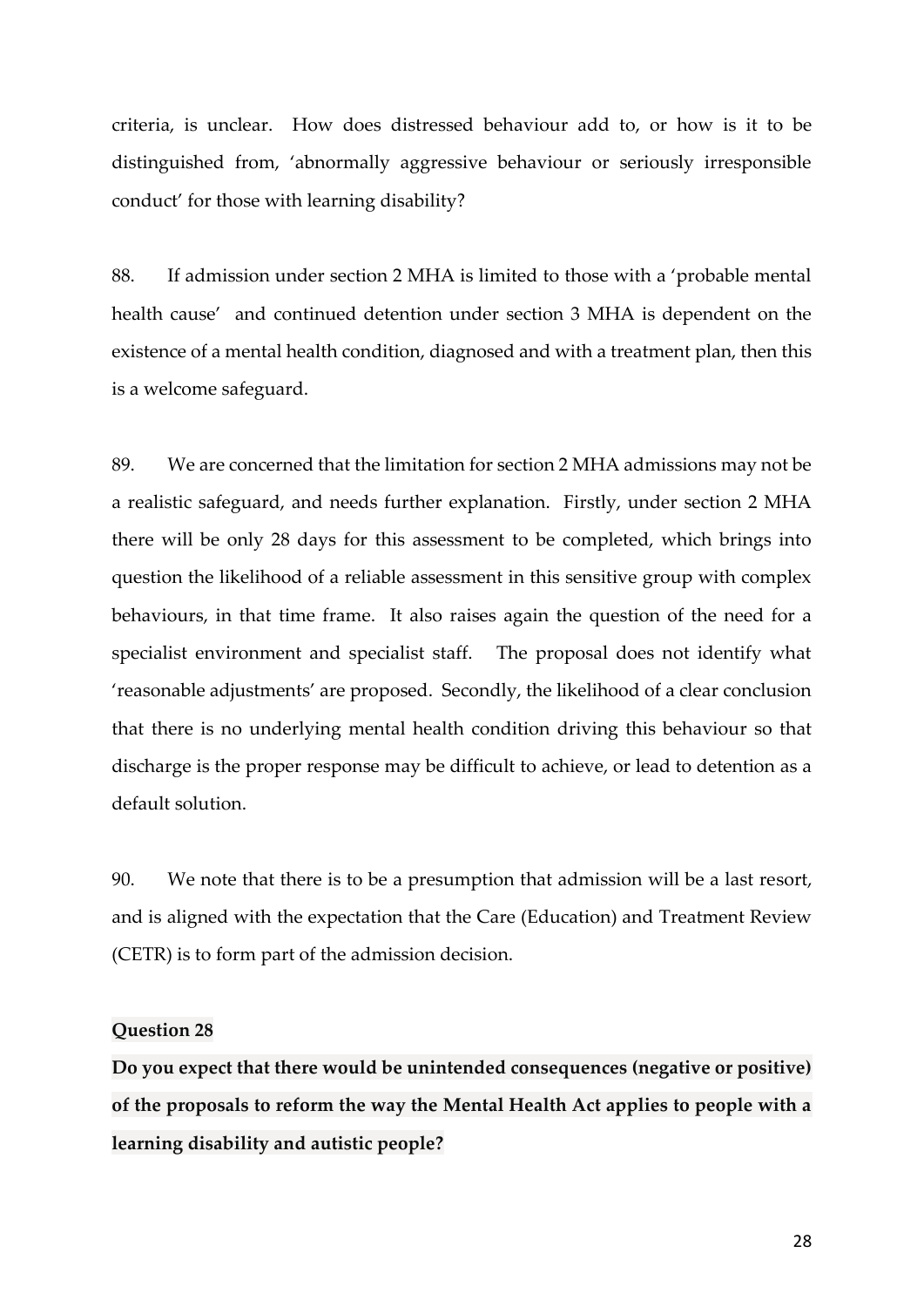criteria, is unclear. How does distressed behaviour add to, or how is it to be distinguished from, 'abnormally aggressive behaviour or seriously irresponsible conduct' for those with learning disability?

88. If admission under section 2 MHA is limited to those with a 'probable mental health cause' and continued detention under section 3 MHA is dependent on the existence of a mental health condition, diagnosed and with a treatment plan, then this is a welcome safeguard.

89. We are concerned that the limitation for section 2 MHA admissions may not be a realistic safeguard, and needs further explanation. Firstly, under section 2 MHA there will be only 28 days for this assessment to be completed, which brings into question the likelihood of a reliable assessment in this sensitive group with complex behaviours, in that time frame. It also raises again the question of the need for a specialist environment and specialist staff. The proposal does not identify what 'reasonable adjustments' are proposed. Secondly, the likelihood of a clear conclusion that there is no underlying mental health condition driving this behaviour so that discharge is the proper response may be difficult to achieve, or lead to detention as a default solution.

90. We note that there is to be a presumption that admission will be a last resort, and is aligned with the expectation that the Care (Education) and Treatment Review (CETR) is to form part of the admission decision.

**Question 28**

**Do you expect that there would be unintended consequences (negative or positive) of the proposals to reform the way the Mental Health Act applies to people with a learning disability and autistic people?**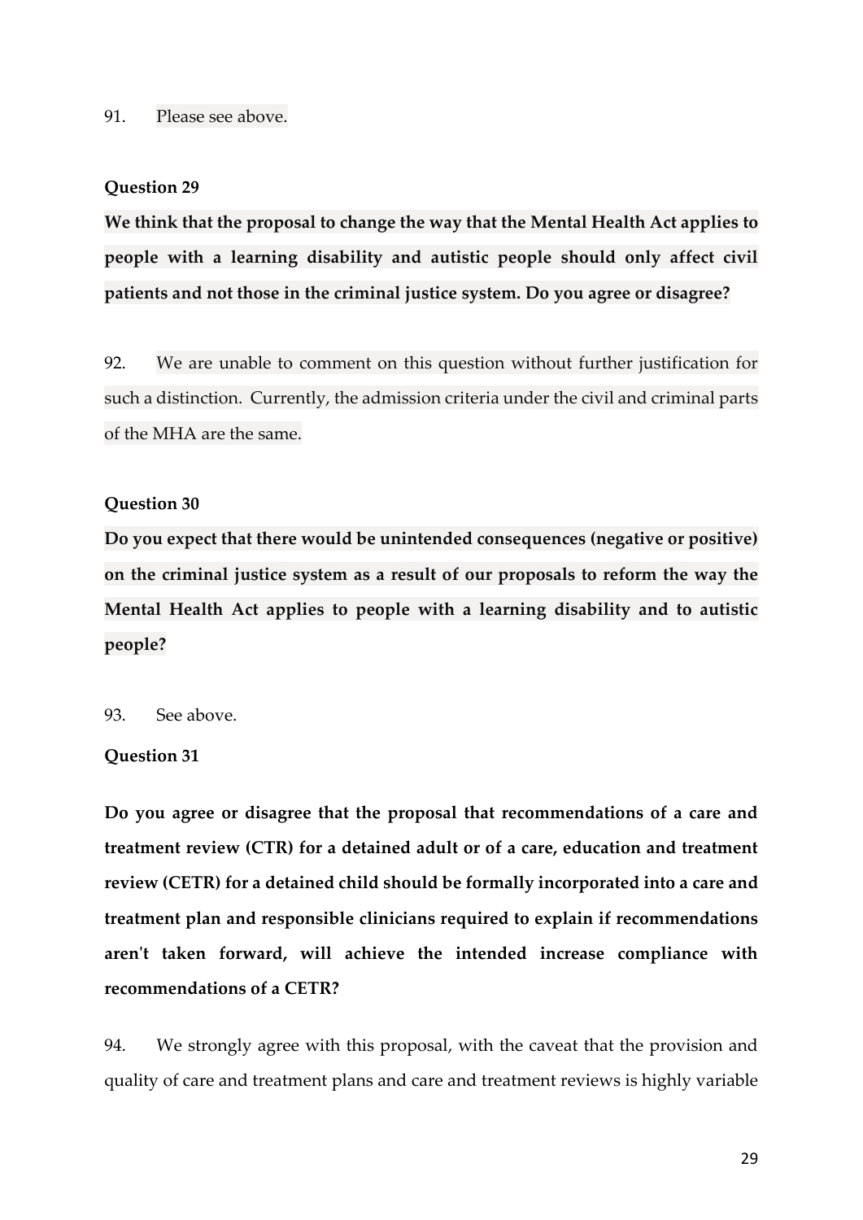91. Please see above.

**Question 29**

**We think that the proposal to change the way that the Mental Health Act applies to people with a learning disability and autistic people should only affect civil patients and not those in the criminal justice system. Do you agree or disagree?**

92. We are unable to comment on this question without further justification for such a distinction. Currently, the admission criteria under the civil and criminal parts of the MHA are the same.

**Question 30**

**Do you expect that there would be unintended consequences (negative or positive) on the criminal justice system as a result of our proposals to reform the way the Mental Health Act applies to people with a learning disability and to autistic people?**

93. See above.

**Question 31**

**Do you agree or disagree that the proposal that recommendations of a care and treatment review (CTR) for a detained adult or of a care, education and treatment review (CETR) for a detained child should be formally incorporated into a care and treatment plan and responsible clinicians required to explain if recommendations aren't taken forward, will achieve the intended increase compliance with recommendations of a CETR?**

94. We strongly agree with this proposal, with the caveat that the provision and quality of care and treatment plans and care and treatment reviews is highly variable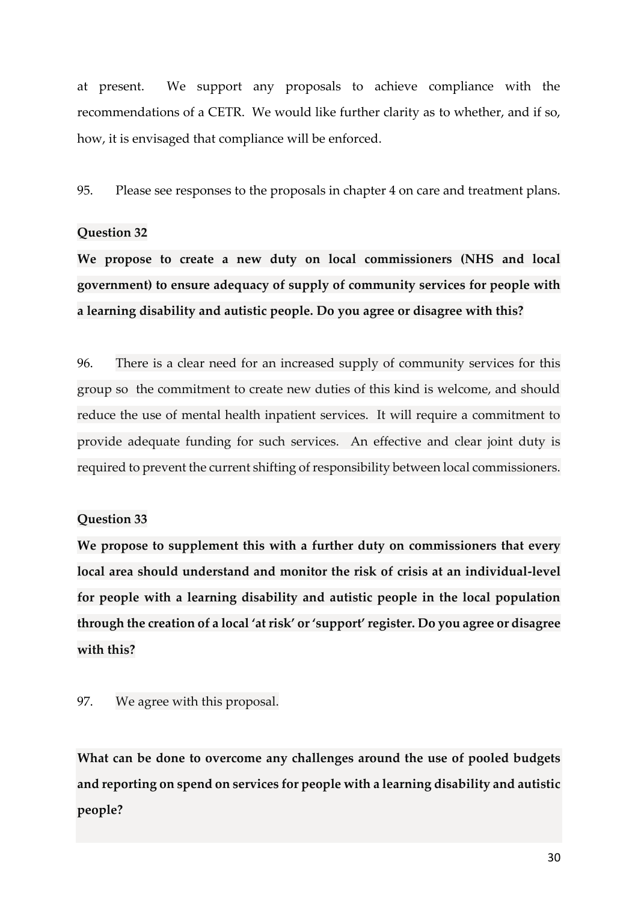at present. We support any proposals to achieve compliance with the recommendations of a CETR. We would like further clarity as to whether, and if so, how, it is envisaged that compliance will be enforced.

95. Please see responses to the proposals in chapter 4 on care and treatment plans.

**Question 32**

**We propose to create a new duty on local commissioners (NHS and local government) to ensure adequacy of supply of community services for people with a learning disability and autistic people. Do you agree or disagree with this?**

96. There is a clear need for an increased supply of community services for this group so the commitment to create new duties of this kind is welcome, and should reduce the use of mental health inpatient services. It will require a commitment to provide adequate funding for such services. An effective and clear joint duty is required to prevent the current shifting of responsibility between local commissioners.

**Question 33**

**We propose to supplement this with a further duty on commissioners that every local area should understand and monitor the risk of crisis at an individual-level for people with a learning disability and autistic people in the local population through the creation of a local 'at risk' or 'support' register. Do you agree or disagree with this?**

97. We agree with this proposal.

**What can be done to overcome any challenges around the use of pooled budgets and reporting on spend on services for people with a learning disability and autistic people?**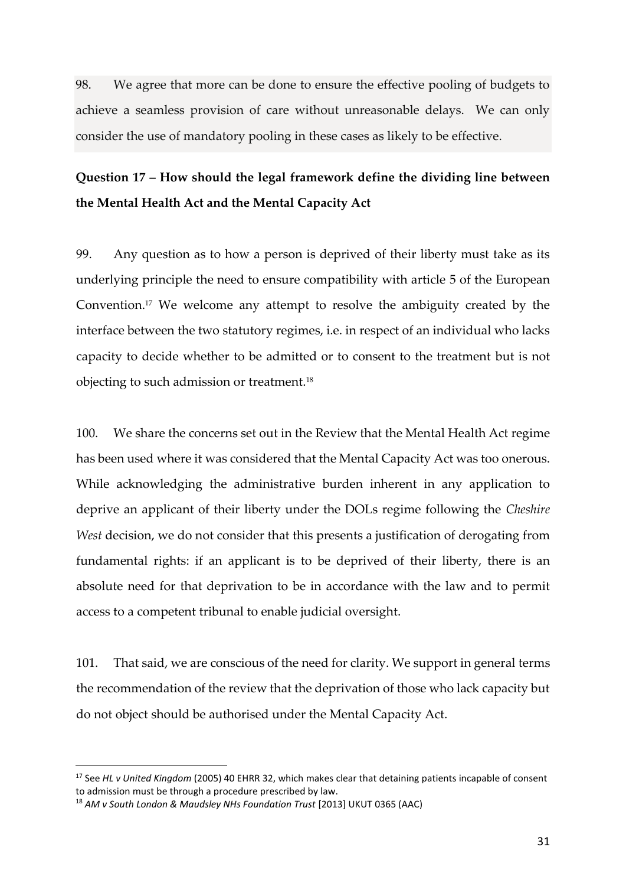98. We agree that more can be done to ensure the effective pooling of budgets to achieve a seamless provision of care without unreasonable delays. We can only consider the use of mandatory pooling in these cases as likely to be effective.

**Question 17 – How should the legal framework define the dividing line between the Mental Health Act and the Mental Capacity Act**

99. Any question as to how a person is deprived of their liberty must take as its underlying principle the need to ensure compatibility with article 5 of the European Convention.[17] We welcome any attempt to resolve the ambiguity created by the interface between the two statutory regimes, i.e. in respect of an individual who lacks capacity to decide whether to be admitted or to consent to the treatment but is not objecting to such admission or treatment.[18]

100. We share the concerns set out in the Review that the Mental Health Act regime has been used where it was considered that the Mental Capacity Act was too onerous. While acknowledging the administrative burden inherent in any application to deprive an applicant of their liberty under the DOLs regime following the *Cheshire West* decision, we do not consider that this presents a justification of derogating from fundamental rights: if an applicant is to be deprived of their liberty, there is an absolute need for that deprivation to be in accordance with the law and to permit access to a competent tribunal to enable judicial oversight.

101. That said, we are conscious of the need for clarity. We support in general terms the recommendation of the review that the deprivation of those who lack capacity but do not object should be authorised under the Mental Capacity Act.

---

[17] See *HL v United Kingdom* (2005) 40 EHRR 32, which makes clear that detaining patients incapable of consent to admission must be through a procedure prescribed by law.

[18] *AM v South London & Maudsley NHs Foundation Trust* [2013] UKUT 0365 (AAC)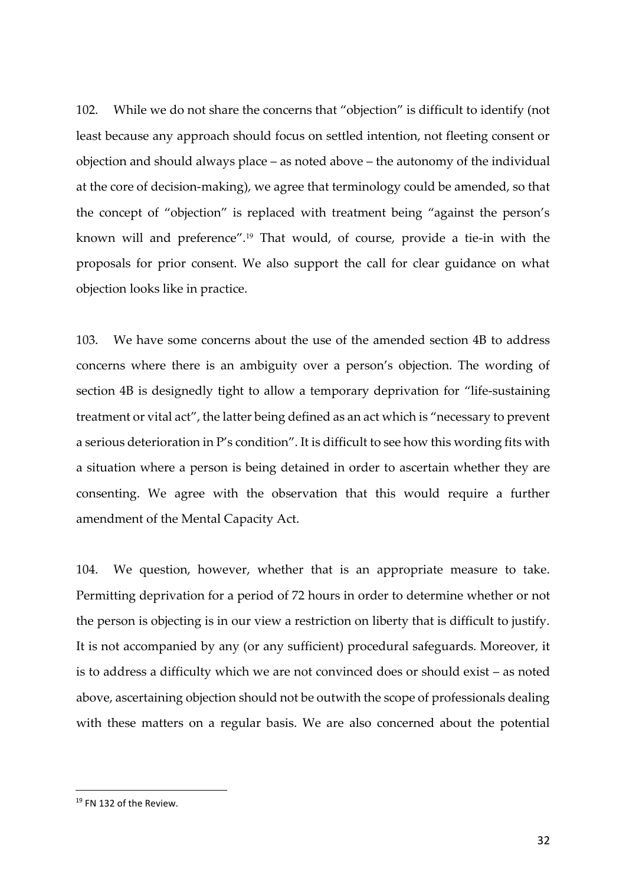102. While we do not share the concerns that "objection" is difficult to identify (not least because any approach should focus on settled intention, not fleeting consent or objection and should always place – as noted above – the autonomy of the individual at the core of decision-making), we agree that terminology could be amended, so that the concept of "objection" is replaced with treatment being "against the person's known will and preference".[19] That would, of course, provide a tie-in with the proposals for prior consent. We also support the call for clear guidance on what objection looks like in practice.

103. We have some concerns about the use of the amended section 4B to address concerns where there is an ambiguity over a person's objection. The wording of section 4B is designedly tight to allow a temporary deprivation for "life-sustaining treatment or vital act", the latter being defined as an act which is "necessary to prevent a serious deterioration in P's condition". It is difficult to see how this wording fits with a situation where a person is being detained in order to ascertain whether they are consenting. We agree with the observation that this would require a further amendment of the Mental Capacity Act.

104. We question, however, whether that is an appropriate measure to take. Permitting deprivation for a period of 72 hours in order to determine whether or not the person is objecting is in our view a restriction on liberty that is difficult to justify. It is not accompanied by any (or any sufficient) procedural safeguards. Moreover, it is to address a difficulty which we are not convinced does or should exist – as noted above, ascertaining objection should not be outwith the scope of professionals dealing with these matters on a regular basis. We are also concerned about the potential

[19] FN 132 of the Review.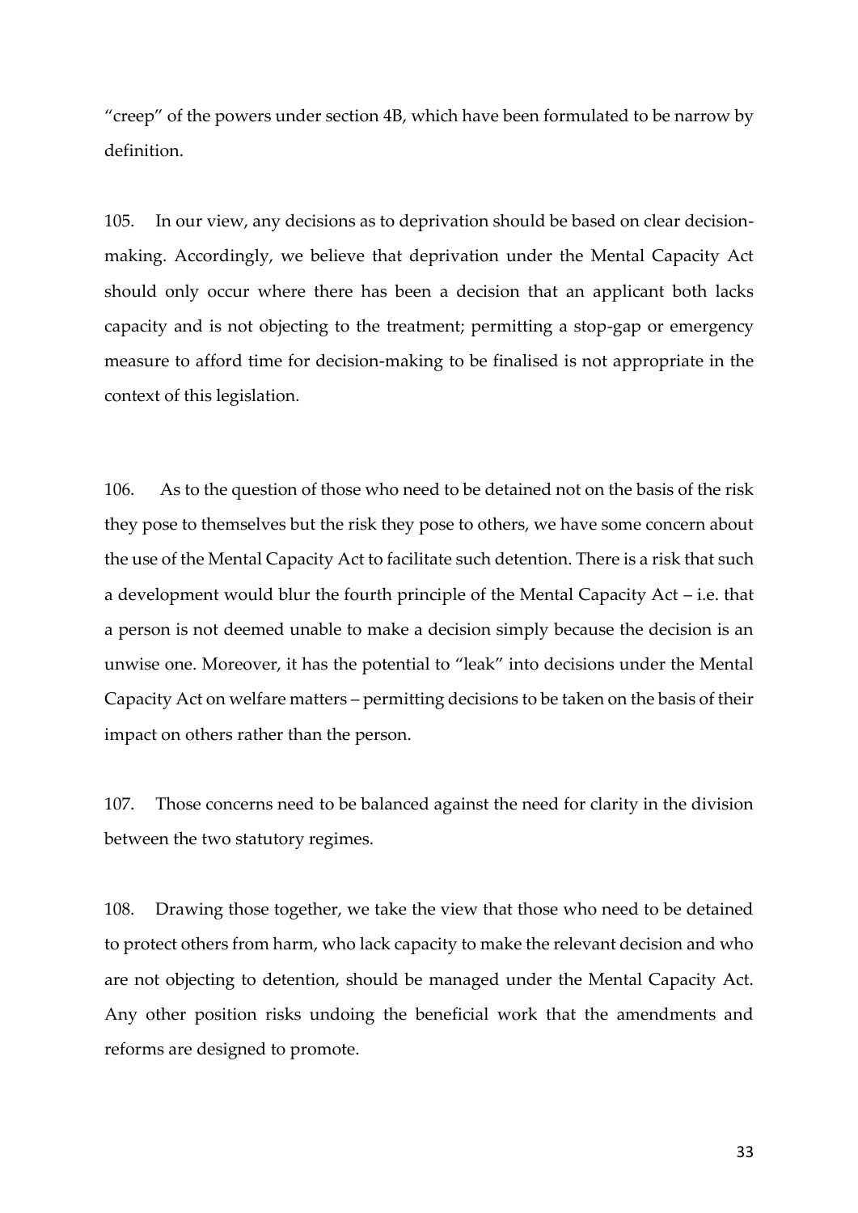"creep" of the powers under section 4B, which have been formulated to be narrow by definition.

105. In our view, any decisions as to deprivation should be based on clear decision-making. Accordingly, we believe that deprivation under the Mental Capacity Act should only occur where there has been a decision that an applicant both lacks capacity and is not objecting to the treatment; permitting a stop-gap or emergency measure to afford time for decision-making to be finalised is not appropriate in the context of this legislation.

106. As to the question of those who need to be detained not on the basis of the risk they pose to themselves but the risk they pose to others, we have some concern about the use of the Mental Capacity Act to facilitate such detention. There is a risk that such a development would blur the fourth principle of the Mental Capacity Act – i.e. that a person is not deemed unable to make a decision simply because the decision is an unwise one. Moreover, it has the potential to "leak" into decisions under the Mental Capacity Act on welfare matters – permitting decisions to be taken on the basis of their impact on others rather than the person.

107. Those concerns need to be balanced against the need for clarity in the division between the two statutory regimes.

108. Drawing those together, we take the view that those who need to be detained to protect others from harm, who lack capacity to make the relevant decision and who are not objecting to detention, should be managed under the Mental Capacity Act. Any other position risks undoing the beneficial work that the amendments and reforms are designed to promote.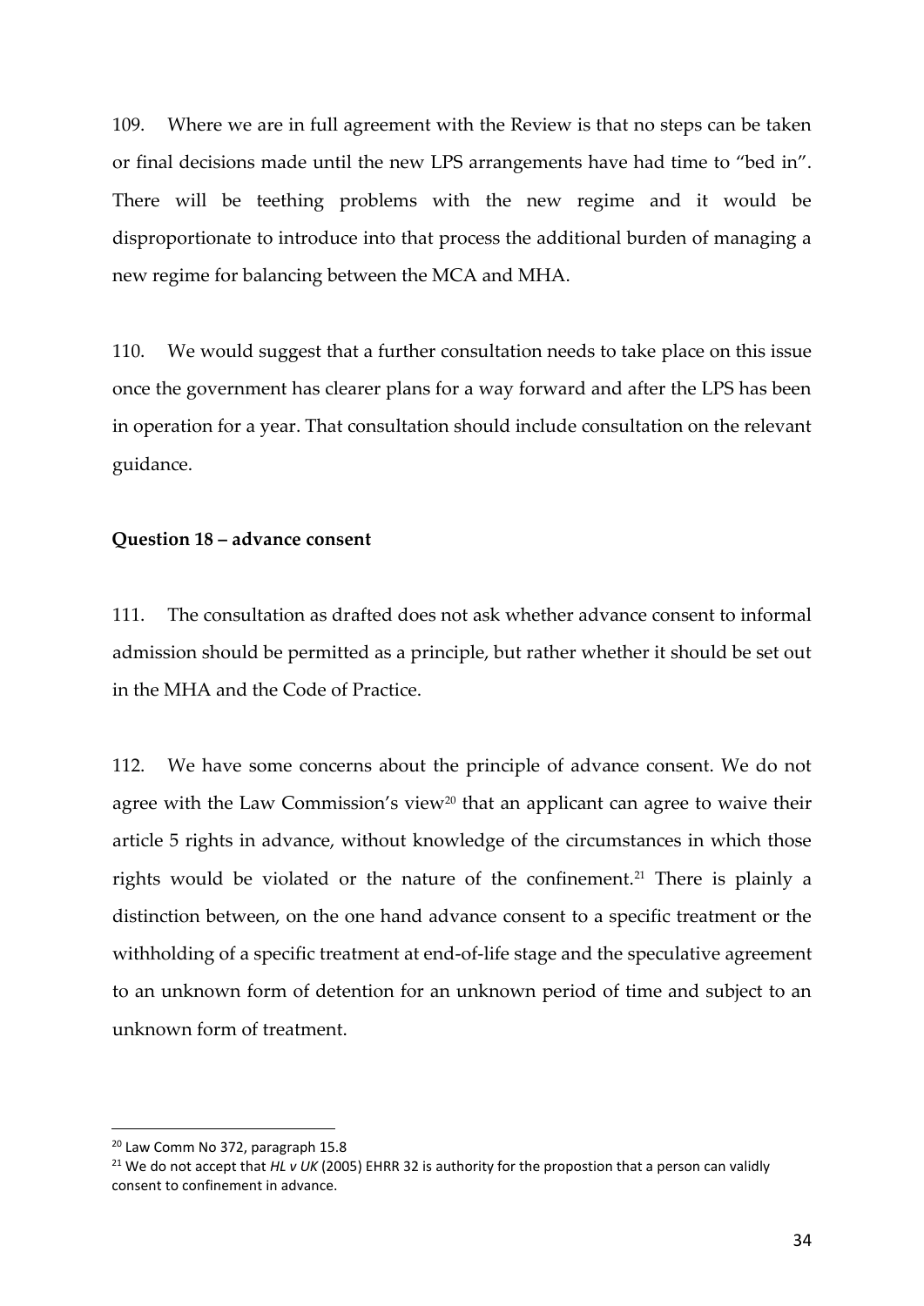109. Where we are in full agreement with the Review is that no steps can be taken or final decisions made until the new LPS arrangements have had time to "bed in". There will be teething problems with the new regime and it would be disproportionate to introduce into that process the additional burden of managing a new regime for balancing between the MCA and MHA.

110. We would suggest that a further consultation needs to take place on this issue once the government has clearer plans for a way forward and after the LPS has been in operation for a year. That consultation should include consultation on the relevant guidance.

**Question 18 – advance consent**

111. The consultation as drafted does not ask whether advance consent to informal admission should be permitted as a principle, but rather whether it should be set out in the MHA and the Code of Practice.

112. We have some concerns about the principle of advance consent. We do not agree with the Law Commission's view[20] that an applicant can agree to waive their article 5 rights in advance, without knowledge of the circumstances in which those rights would be violated or the nature of the confinement.[21] There is plainly a distinction between, on the one hand advance consent to a specific treatment or the withholding of a specific treatment at end-of-life stage and the speculative agreement to an unknown form of detention for an unknown period of time and subject to an unknown form of treatment.

---

[20] Law Comm No 372, paragraph 15.8

[21] We do not accept that *HL v UK* (2005) EHRR 32 is authority for the propostion that a person can validly consent to confinement in advance.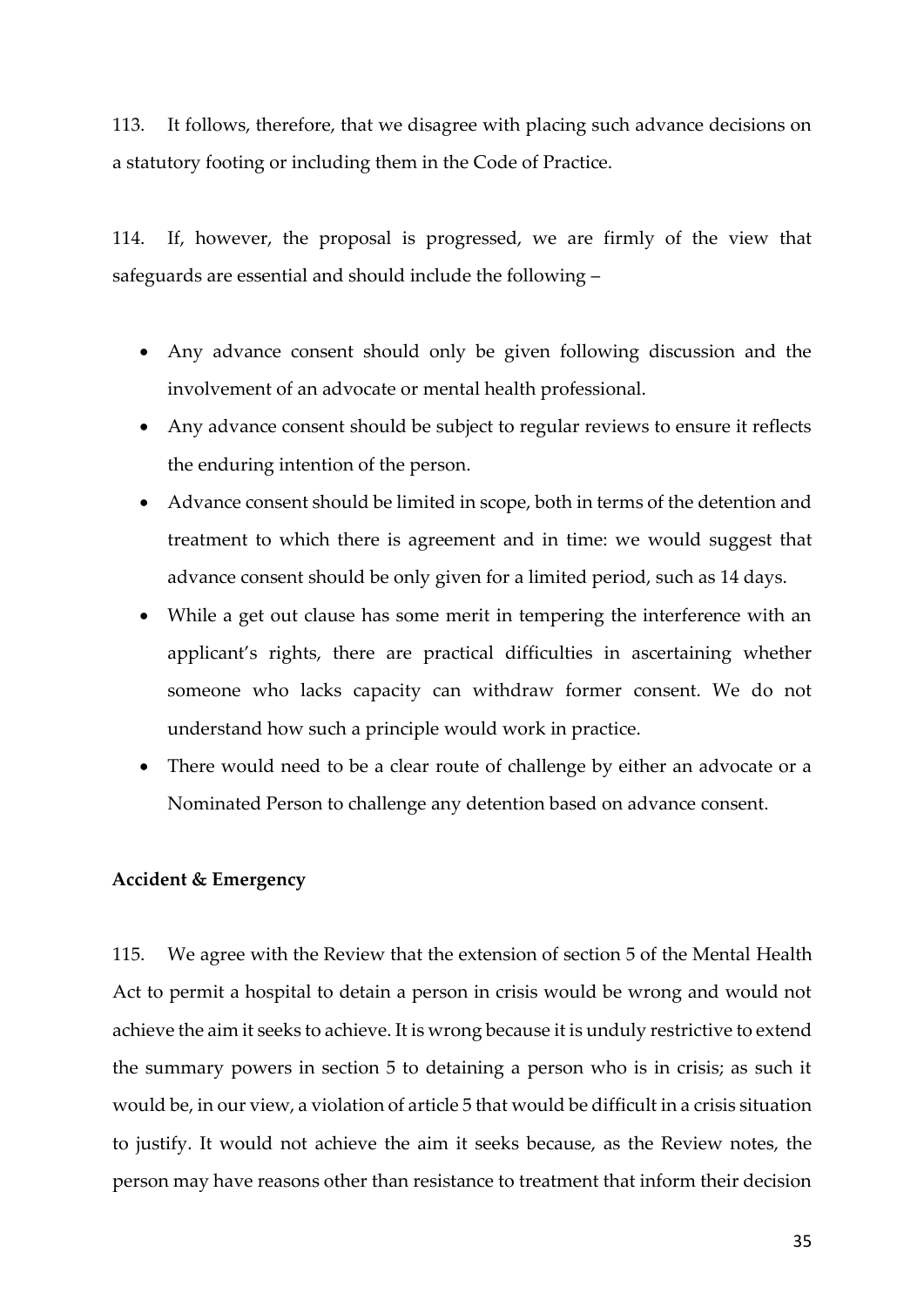113. It follows, therefore, that we disagree with placing such advance decisions on a statutory footing or including them in the Code of Practice.

114. If, however, the proposal is progressed, we are firmly of the view that safeguards are essential and should include the following –

- Any advance consent should only be given following discussion and the involvement of an advocate or mental health professional.
- Any advance consent should be subject to regular reviews to ensure it reflects the enduring intention of the person.
- Advance consent should be limited in scope, both in terms of the detention and treatment to which there is agreement and in time: we would suggest that advance consent should be only given for a limited period, such as 14 days.
- While a get out clause has some merit in tempering the interference with an applicant's rights, there are practical difficulties in ascertaining whether someone who lacks capacity can withdraw former consent. We do not understand how such a principle would work in practice.
- There would need to be a clear route of challenge by either an advocate or a Nominated Person to challenge any detention based on advance consent.

**Accident & Emergency**

115. We agree with the Review that the extension of section 5 of the Mental Health Act to permit a hospital to detain a person in crisis would be wrong and would not achieve the aim it seeks to achieve. It is wrong because it is unduly restrictive to extend the summary powers in section 5 to detaining a person who is in crisis; as such it would be, in our view, a violation of article 5 that would be difficult in a crisis situation to justify. It would not achieve the aim it seeks because, as the Review notes, the person may have reasons other than resistance to treatment that inform their decision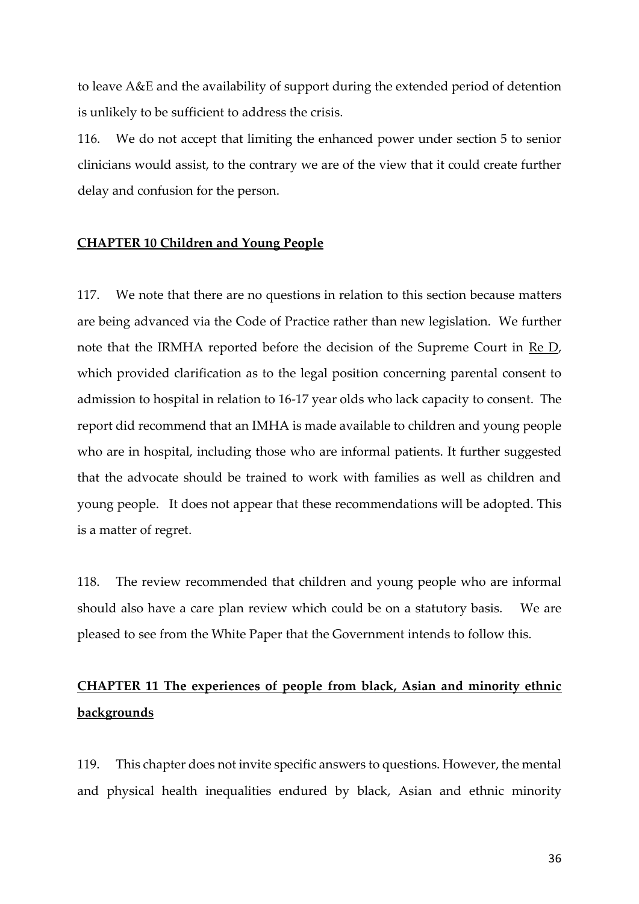to leave A&E and the availability of support during the extended period of detention is unlikely to be sufficient to address the crisis.

116. We do not accept that limiting the enhanced power under section 5 to senior clinicians would assist, to the contrary we are of the view that it could create further delay and confusion for the person.

## **CHAPTER 10 Children and Young People**

117. We note that there are no questions in relation to this section because matters are being advanced via the Code of Practice rather than new legislation. We further note that the IRMHA reported before the decision of the Supreme Court in Re D, which provided clarification as to the legal position concerning parental consent to admission to hospital in relation to 16-17 year olds who lack capacity to consent. The report did recommend that an IMHA is made available to children and young people who are in hospital, including those who are informal patients. It further suggested that the advocate should be trained to work with families as well as children and young people. It does not appear that these recommendations will be adopted. This is a matter of regret.

118. The review recommended that children and young people who are informal should also have a care plan review which could be on a statutory basis. We are pleased to see from the White Paper that the Government intends to follow this.

## **CHAPTER 11 The experiences of people from black, Asian and minority ethnic backgrounds**

119. This chapter does not invite specific answers to questions. However, the mental and physical health inequalities endured by black, Asian and ethnic minority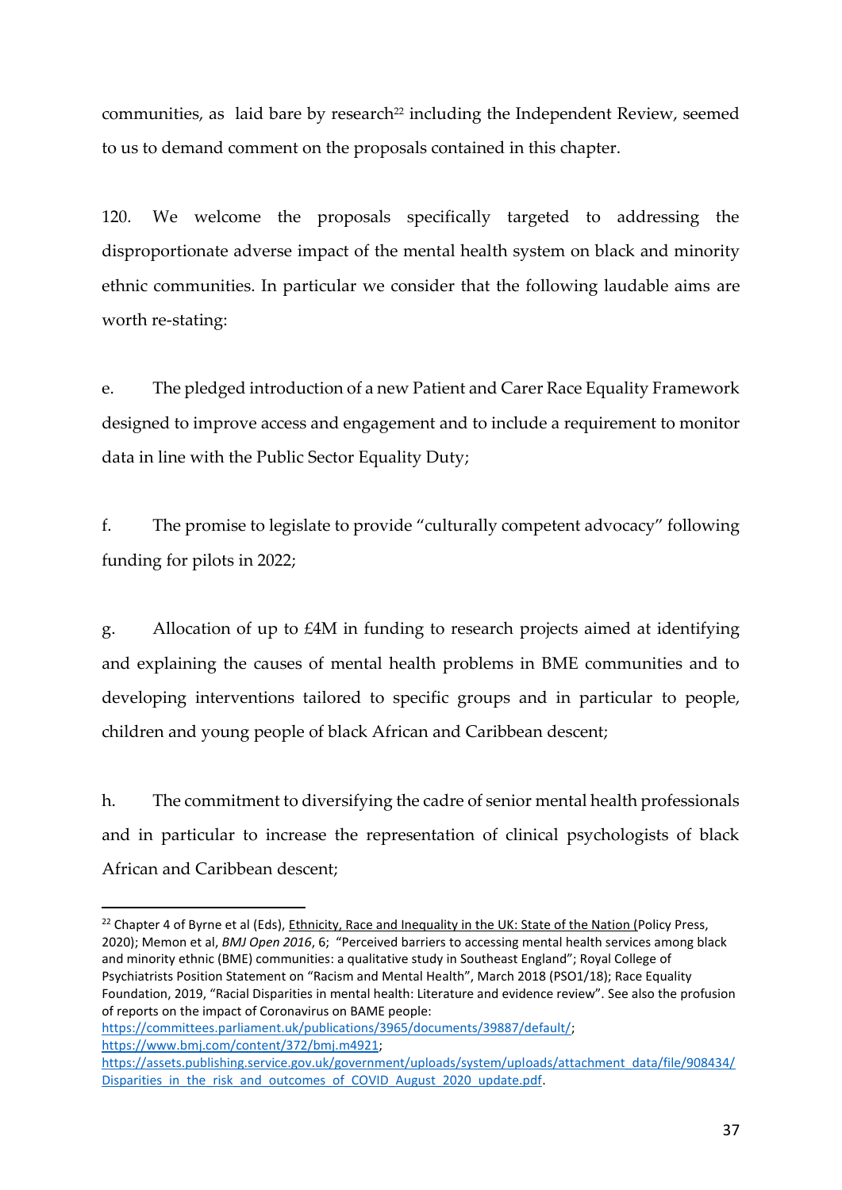communities, as laid bare by research[22] including the Independent Review, seemed to us to demand comment on the proposals contained in this chapter.

120. We welcome the proposals specifically targeted to addressing the disproportionate adverse impact of the mental health system on black and minority ethnic communities. In particular we consider that the following laudable aims are worth re-stating:

e. The pledged introduction of a new Patient and Carer Race Equality Framework designed to improve access and engagement and to include a requirement to monitor data in line with the Public Sector Equality Duty;

f. The promise to legislate to provide "culturally competent advocacy" following funding for pilots in 2022;

g. Allocation of up to £4M in funding to research projects aimed at identifying and explaining the causes of mental health problems in BME communities and to developing interventions tailored to specific groups and in particular to people, children and young people of black African and Caribbean descent;

h. The commitment to diversifying the cadre of senior mental health professionals and in particular to increase the representation of clinical psychologists of black African and Caribbean descent;

---

[22] Chapter 4 of Byrne et al (Eds), Ethnicity, Race and Inequality in the UK: State of the Nation (Policy Press, 2020); Memon et al, *BMJ Open 2016*, 6; "Perceived barriers to accessing mental health services among black and minority ethnic (BME) communities: a qualitative study in Southeast England"; Royal College of Psychiatrists Position Statement on "Racism and Mental Health", March 2018 (PSO1/18); Race Equality Foundation, 2019, "Racial Disparities in mental health: Literature and evidence review". See also the profusion of reports on the impact of Coronavirus on BAME people: https://committees.parliament.uk/publications/3965/documents/39887/default/; https://www.bmj.com/content/372/bmj.m4921; https://assets.publishing.service.gov.uk/government/uploads/system/uploads/attachment_data/file/908434/Disparities_in_the_risk_and_outcomes_of_COVID_August_2020_update.pdf.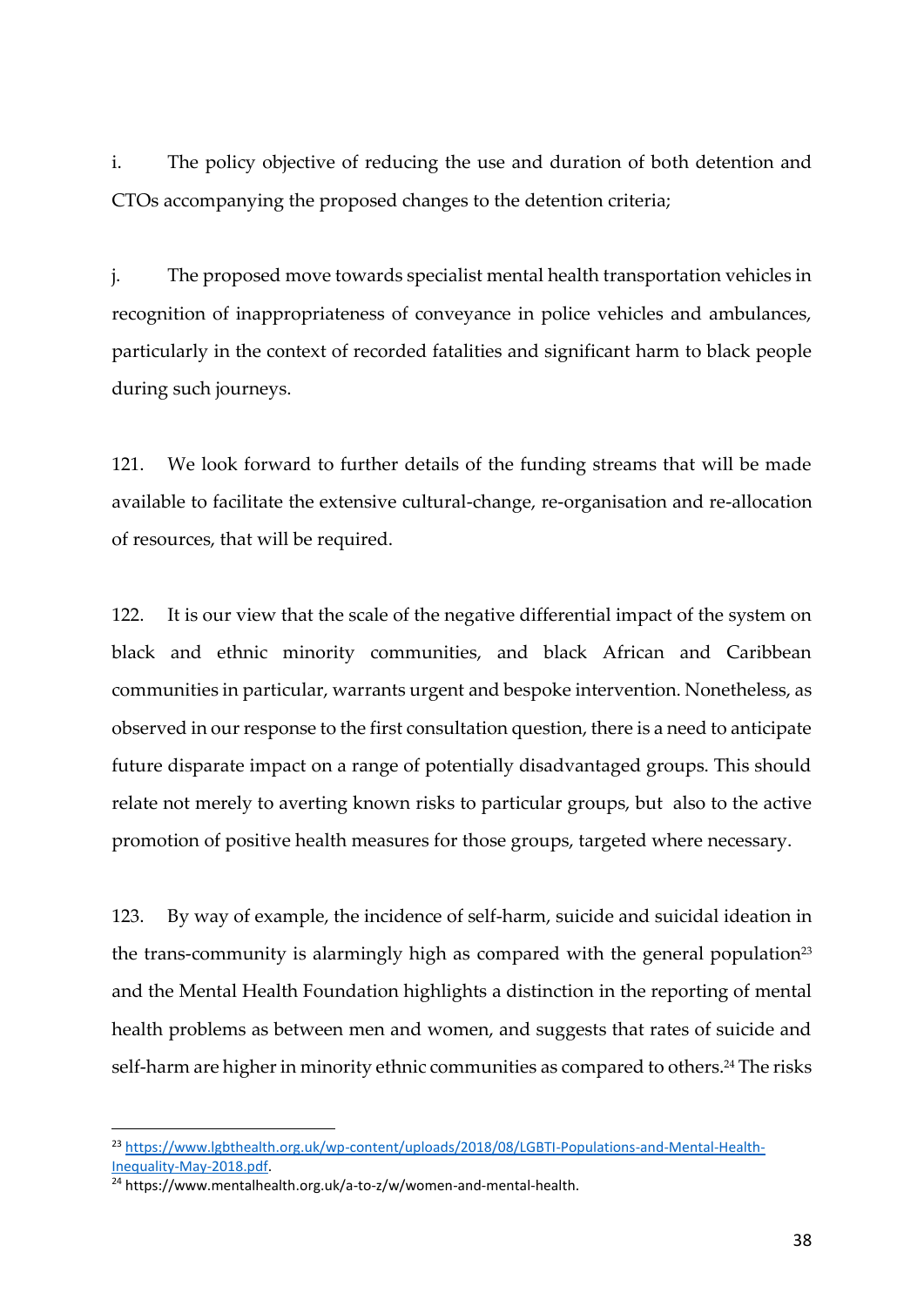i. The policy objective of reducing the use and duration of both detention and CTOs accompanying the proposed changes to the detention criteria;

j. The proposed move towards specialist mental health transportation vehicles in recognition of inappropriateness of conveyance in police vehicles and ambulances, particularly in the context of recorded fatalities and significant harm to black people during such journeys.

121. We look forward to further details of the funding streams that will be made available to facilitate the extensive cultural-change, re-organisation and re-allocation of resources, that will be required.

122. It is our view that the scale of the negative differential impact of the system on black and ethnic minority communities, and black African and Caribbean communities in particular, warrants urgent and bespoke intervention. Nonetheless, as observed in our response to the first consultation question, there is a need to anticipate future disparate impact on a range of potentially disadvantaged groups. This should relate not merely to averting known risks to particular groups, but also to the active promotion of positive health measures for those groups, targeted where necessary.

123. By way of example, the incidence of self-harm, suicide and suicidal ideation in the trans-community is alarmingly high as compared with the general population[23] and the Mental Health Foundation highlights a distinction in the reporting of mental health problems as between men and women, and suggests that rates of suicide and self-harm are higher in minority ethnic communities as compared to others.[24] The risks

---

[23] https://www.lgbthealth.org.uk/wp-content/uploads/2018/08/LGBTI-Populations-and-Mental-Health-Inequality-May-2018.pdf.

[24] https://www.mentalhealth.org.uk/a-to-z/w/women-and-mental-health.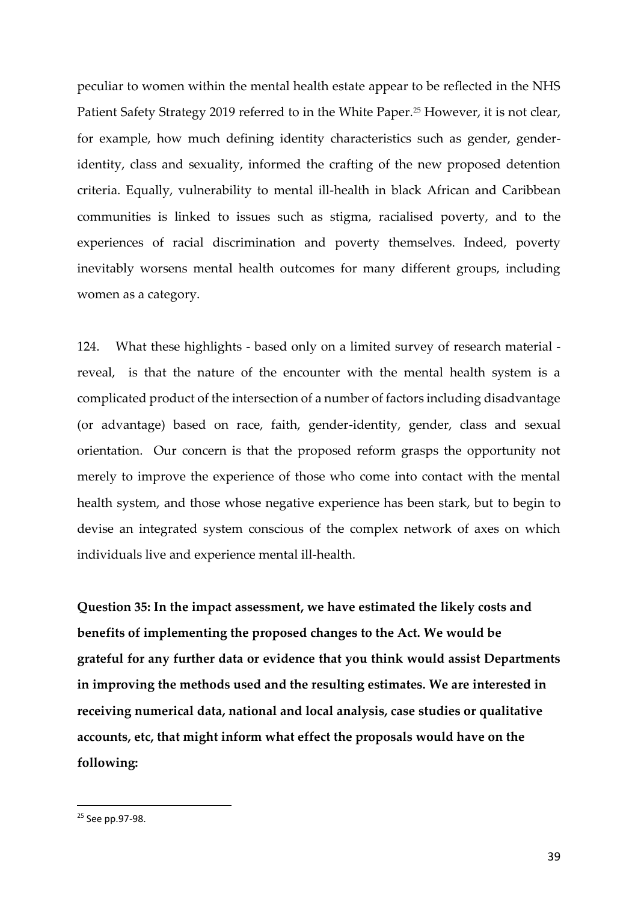peculiar to women within the mental health estate appear to be reflected in the NHS Patient Safety Strategy 2019 referred to in the White Paper.[25] However, it is not clear, for example, how much defining identity characteristics such as gender, gender-identity, class and sexuality, informed the crafting of the new proposed detention criteria. Equally, vulnerability to mental ill-health in black African and Caribbean communities is linked to issues such as stigma, racialised poverty, and to the experiences of racial discrimination and poverty themselves. Indeed, poverty inevitably worsens mental health outcomes for many different groups, including women as a category.

124. What these highlights - based only on a limited survey of research material - reveal, is that the nature of the encounter with the mental health system is a complicated product of the intersection of a number of factors including disadvantage (or advantage) based on race, faith, gender-identity, gender, class and sexual orientation. Our concern is that the proposed reform grasps the opportunity not merely to improve the experience of those who come into contact with the mental health system, and those whose negative experience has been stark, but to begin to devise an integrated system conscious of the complex network of axes on which individuals live and experience mental ill-health.

**Question 35: In the impact assessment, we have estimated the likely costs and benefits of implementing the proposed changes to the Act. We would be grateful for any further data or evidence that you think would assist Departments in improving the methods used and the resulting estimates. We are interested in receiving numerical data, national and local analysis, case studies or qualitative accounts, etc, that might inform what effect the proposals would have on the following:**

[25] See pp.97-98.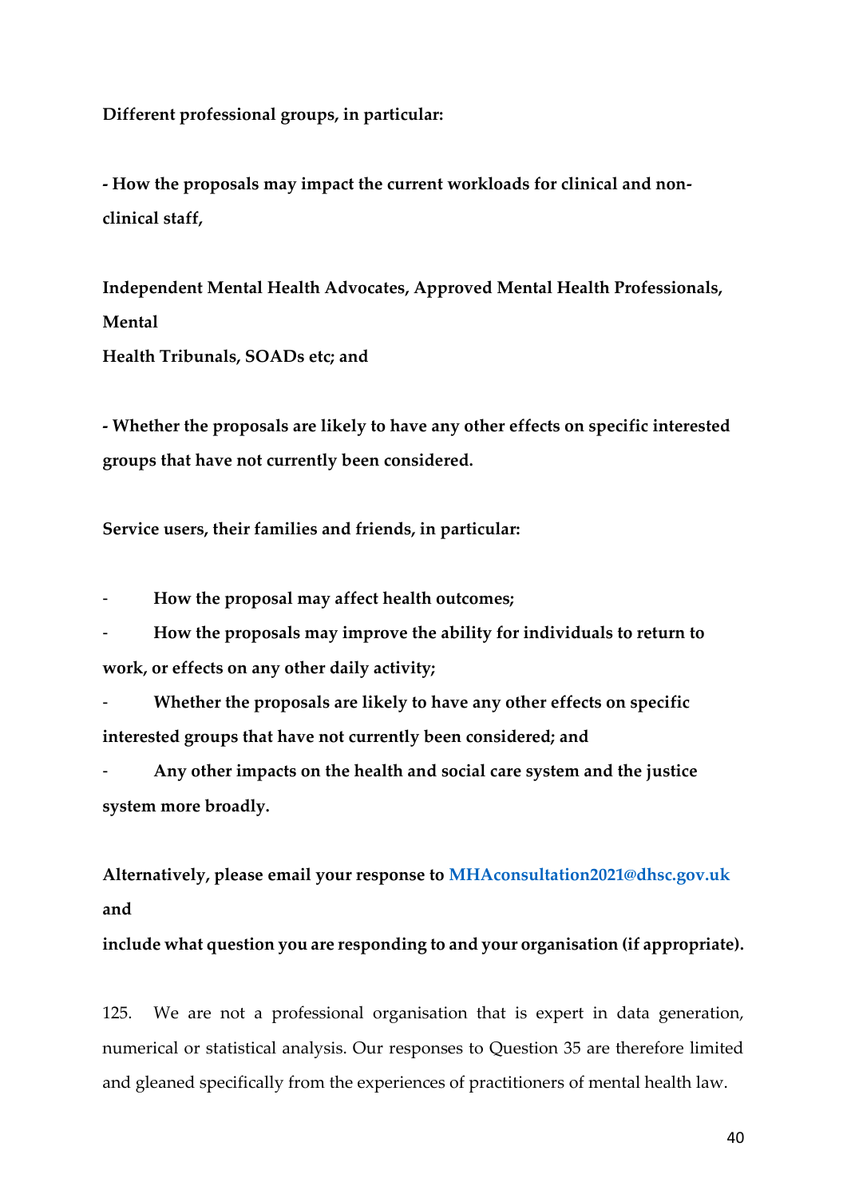**Different professional groups, in particular:**

**- How the proposals may impact the current workloads for clinical and non-clinical staff,**

**Independent Mental Health Advocates, Approved Mental Health Professionals, Mental Health Tribunals, SOADs etc; and**

**- Whether the proposals are likely to have any other effects on specific interested groups that have not currently been considered.**

**Service users, their families and friends, in particular:**

- **How the proposal may affect health outcomes;**
- **How the proposals may improve the ability for individuals to return to work, or effects on any other daily activity;**
- **Whether the proposals are likely to have any other effects on specific interested groups that have not currently been considered; and**
- **Any other impacts on the health and social care system and the justice system more broadly.**

**Alternatively, please email your response to MHAconsultation2021@dhsc.gov.uk and include what question you are responding to and your organisation (if appropriate).**

125. We are not a professional organisation that is expert in data generation, numerical or statistical analysis. Our responses to Question 35 are therefore limited and gleaned specifically from the experiences of practitioners of mental health law.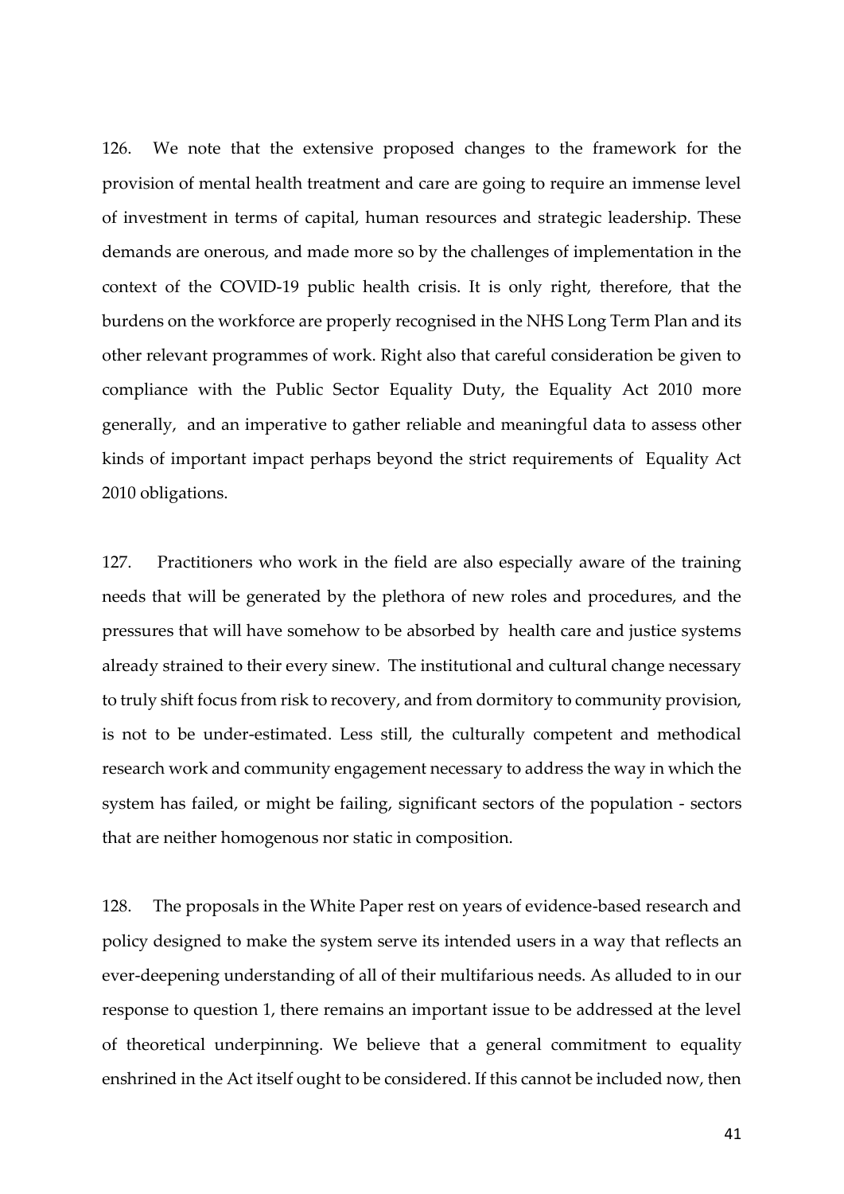126. We note that the extensive proposed changes to the framework for the provision of mental health treatment and care are going to require an immense level of investment in terms of capital, human resources and strategic leadership. These demands are onerous, and made more so by the challenges of implementation in the context of the COVID-19 public health crisis. It is only right, therefore, that the burdens on the workforce are properly recognised in the NHS Long Term Plan and its other relevant programmes of work. Right also that careful consideration be given to compliance with the Public Sector Equality Duty, the Equality Act 2010 more generally, and an imperative to gather reliable and meaningful data to assess other kinds of important impact perhaps beyond the strict requirements of Equality Act 2010 obligations.

127. Practitioners who work in the field are also especially aware of the training needs that will be generated by the plethora of new roles and procedures, and the pressures that will have somehow to be absorbed by health care and justice systems already strained to their every sinew. The institutional and cultural change necessary to truly shift focus from risk to recovery, and from dormitory to community provision, is not to be under-estimated. Less still, the culturally competent and methodical research work and community engagement necessary to address the way in which the system has failed, or might be failing, significant sectors of the population - sectors that are neither homogenous nor static in composition.

128. The proposals in the White Paper rest on years of evidence-based research and policy designed to make the system serve its intended users in a way that reflects an ever-deepening understanding of all of their multifarious needs. As alluded to in our response to question 1, there remains an important issue to be addressed at the level of theoretical underpinning. We believe that a general commitment to equality enshrined in the Act itself ought to be considered. If this cannot be included now, then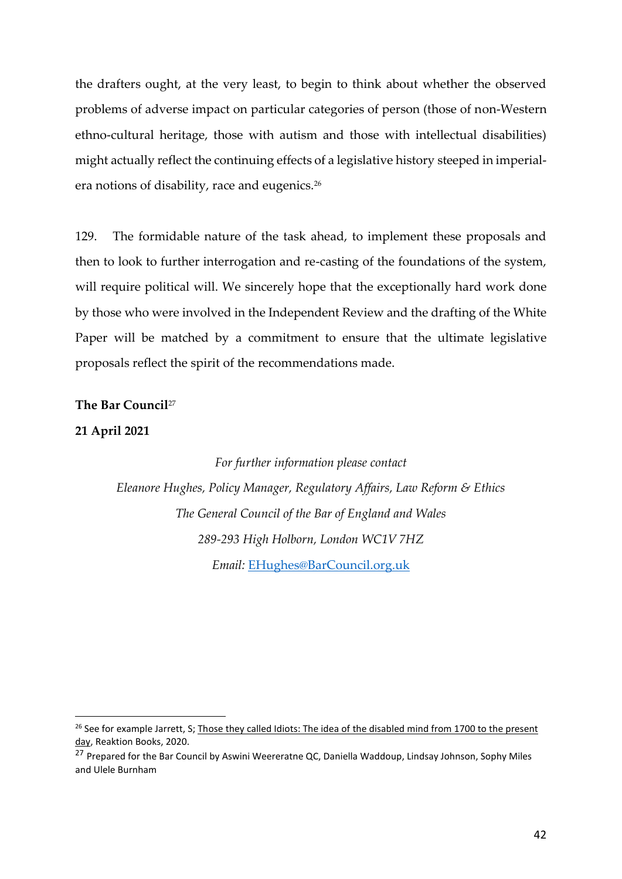the drafters ought, at the very least, to begin to think about whether the observed problems of adverse impact on particular categories of person (those of non-Western ethno-cultural heritage, those with autism and those with intellectual disabilities) might actually reflect the continuing effects of a legislative history steeped in imperial-era notions of disability, race and eugenics.[26]

129. The formidable nature of the task ahead, to implement these proposals and then to look to further interrogation and re-casting of the foundations of the system, will require political will. We sincerely hope that the exceptionally hard work done by those who were involved in the Independent Review and the drafting of the White Paper will be matched by a commitment to ensure that the ultimate legislative proposals reflect the spirit of the recommendations made.

**The Bar Council**[27]

**21 April 2021**

*For further information please contact*

*Eleanore Hughes, Policy Manager, Regulatory Affairs, Law Reform & Ethics*

*The General Council of the Bar of England and Wales*

*289-293 High Holborn, London WC1V 7HZ*

*Email:* [EHughes@BarCouncil.org.uk](mailto:EHughes@BarCouncil.org.uk)

---

[26] See for example Jarrett, S; Those they called Idiots: The idea of the disabled mind from 1700 to the present day, Reaktion Books, 2020.

[27] Prepared for the Bar Council by Aswini Weereratne QC, Daniella Waddoup, Lindsay Johnson, Sophy Miles and Ulele Burnham